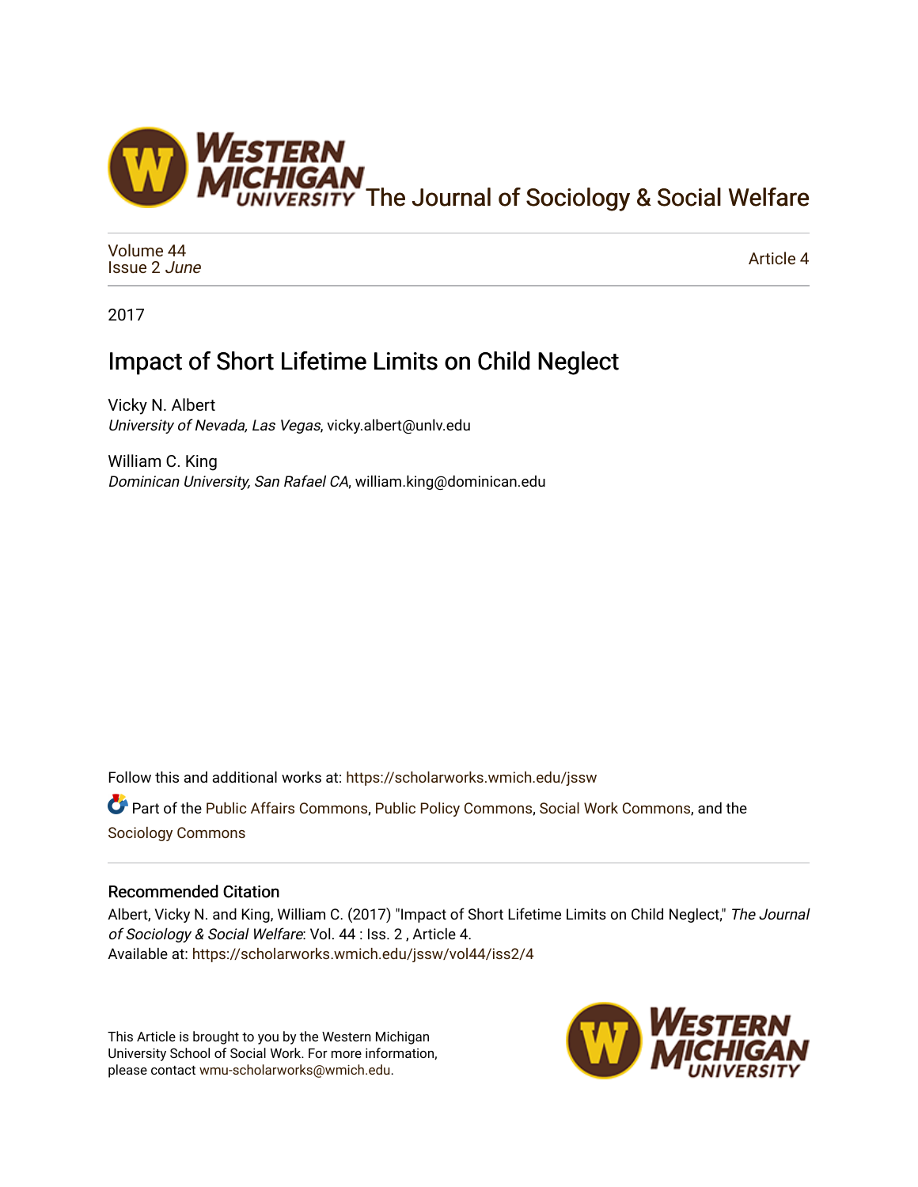The Journal of Sociology & Social Welfare

Volume 44
Issue 2 *June*

Article 4

2017

# Impact of Short Lifetime Limits on Child Neglect

Vicky N. Albert
*University of Nevada, Las Vegas*, vicky.albert@unlv.edu

William C. King
*Dominican University, San Rafael CA*, william.king@dominican.edu

Follow this and additional works at: https://scholarworks.wmich.edu/jssw

Part of the Public Affairs Commons, Public Policy Commons, Social Work Commons, and the Sociology Commons

## Recommended Citation

Albert, Vicky N. and King, William C. (2017) "Impact of Short Lifetime Limits on Child Neglect," *The Journal of Sociology & Social Welfare*: Vol. 44 : Iss. 2 , Article 4.
Available at: https://scholarworks.wmich.edu/jssw/vol44/iss2/4

This Article is brought to you by the Western Michigan University School of Social Work. For more information, please contact wmu-scholarworks@wmich.edu.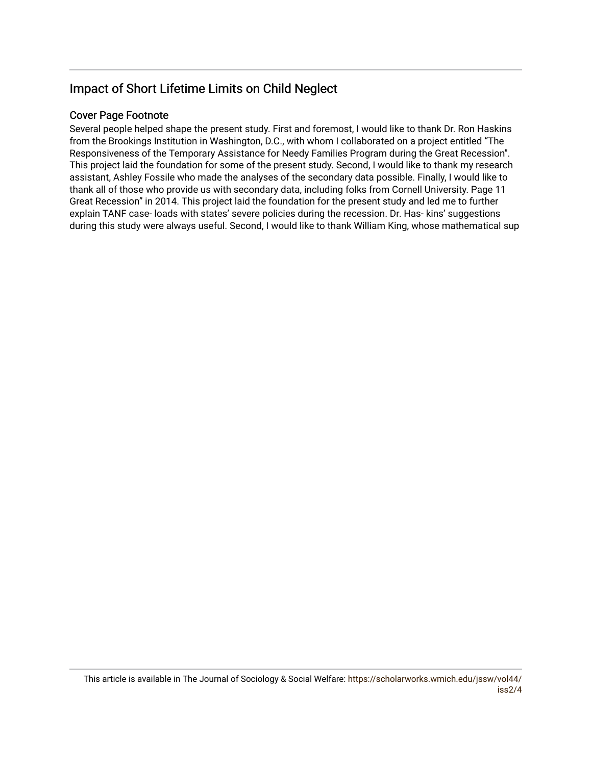## Impact of Short Lifetime Limits on Child Neglect

### Cover Page Footnote

Several people helped shape the present study. First and foremost, I would like to thank Dr. Ron Haskins from the Brookings Institution in Washington, D.C., with whom I collaborated on a project entitled "The Responsiveness of the Temporary Assistance for Needy Families Program during the Great Recession". This project laid the foundation for some of the present study. Second, I would like to thank my research assistant, Ashley Fossile who made the analyses of the secondary data possible. Finally, I would like to thank all of those who provide us with secondary data, including folks from Cornell University. Page 11 Great Recession" in 2014. This project laid the foundation for the present study and led me to further explain TANF case- loads with states' severe policies during the recession. Dr. Has- kins' suggestions during this study were always useful. Second, I would like to thank William King, whose mathematical sup

This article is available in The Journal of Sociology & Social Welfare: https://scholarworks.wmich.edu/jssw/vol44/iss2/4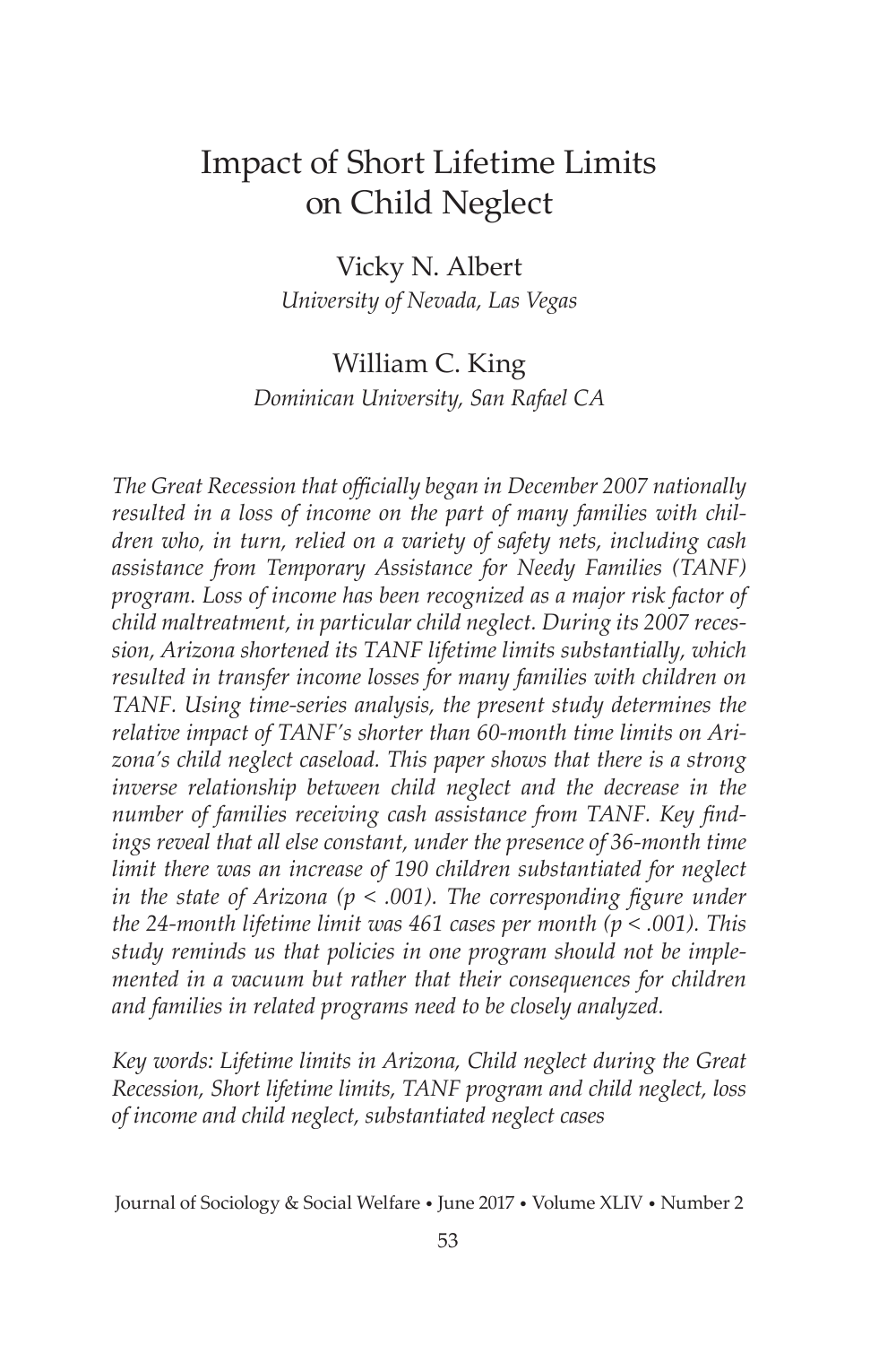# Impact of Short Lifetime Limits on Child Neglect

Vicky N. Albert
*University of Nevada, Las Vegas*

William C. King
*Dominican University, San Rafael CA*

*The Great Recession that officially began in December 2007 nationally resulted in a loss of income on the part of many families with children who, in turn, relied on a variety of safety nets, including cash assistance from Temporary Assistance for Needy Families (TANF) program. Loss of income has been recognized as a major risk factor of child maltreatment, in particular child neglect. During its 2007 recession, Arizona shortened its TANF lifetime limits substantially, which resulted in transfer income losses for many families with children on TANF. Using time-series analysis, the present study determines the relative impact of TANF's shorter than 60-month time limits on Arizona's child neglect caseload. This paper shows that there is a strong inverse relationship between child neglect and the decrease in the number of families receiving cash assistance from TANF. Key findings reveal that all else constant, under the presence of 36-month time limit there was an increase of 190 children substantiated for neglect in the state of Arizona ($p < .001$). The corresponding figure under the 24-month lifetime limit was 461 cases per month ($p < .001$). This study reminds us that policies in one program should not be implemented in a vacuum but rather that their consequences for children and families in related programs need to be closely analyzed.*

*Key words: Lifetime limits in Arizona, Child neglect during the Great Recession, Short lifetime limits, TANF program and child neglect, loss of income and child neglect, substantiated neglect cases*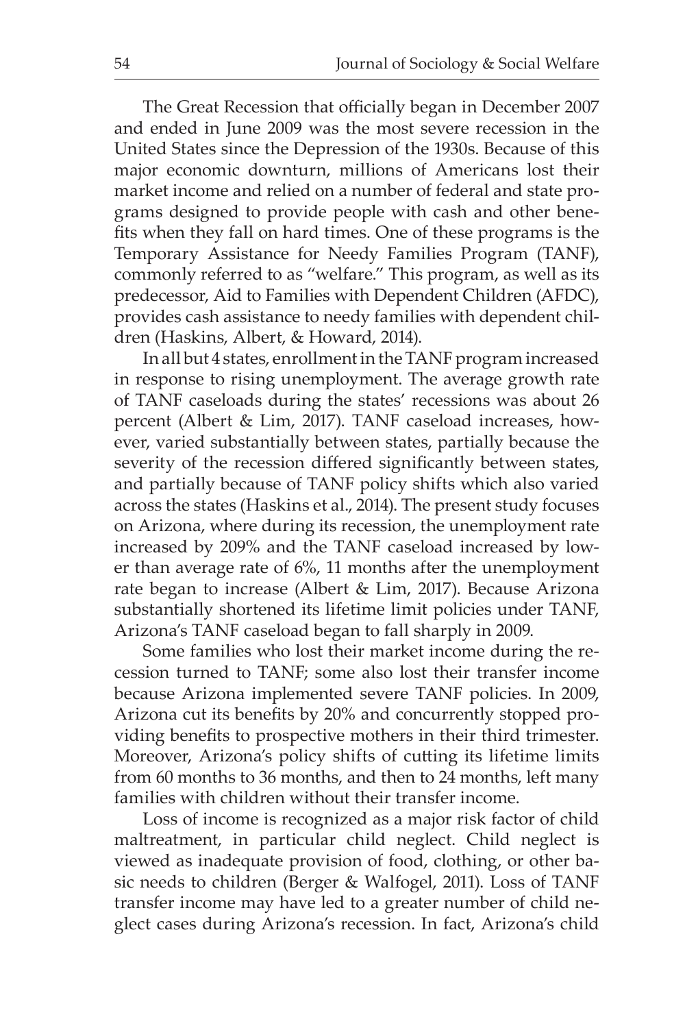The Great Recession that officially began in December 2007 and ended in June 2009 was the most severe recession in the United States since the Depression of the 1930s. Because of this major economic downturn, millions of Americans lost their market income and relied on a number of federal and state programs designed to provide people with cash and other benefits when they fall on hard times. One of these programs is the Temporary Assistance for Needy Families Program (TANF), commonly referred to as "welfare." This program, as well as its predecessor, Aid to Families with Dependent Children (AFDC), provides cash assistance to needy families with dependent children (Haskins, Albert, & Howard, 2014).

In all but 4 states, enrollment in the TANF program increased in response to rising unemployment. The average growth rate of TANF caseloads during the states' recessions was about 26 percent (Albert & Lim, 2017). TANF caseload increases, however, varied substantially between states, partially because the severity of the recession differed significantly between states, and partially because of TANF policy shifts which also varied across the states (Haskins et al., 2014). The present study focuses on Arizona, where during its recession, the unemployment rate increased by 209% and the TANF caseload increased by lower than average rate of 6%, 11 months after the unemployment rate began to increase (Albert & Lim, 2017). Because Arizona substantially shortened its lifetime limit policies under TANF, Arizona's TANF caseload began to fall sharply in 2009.

Some families who lost their market income during the recession turned to TANF; some also lost their transfer income because Arizona implemented severe TANF policies. In 2009, Arizona cut its benefits by 20% and concurrently stopped providing benefits to prospective mothers in their third trimester. Moreover, Arizona's policy shifts of cutting its lifetime limits from 60 months to 36 months, and then to 24 months, left many families with children without their transfer income.

Loss of income is recognized as a major risk factor of child maltreatment, in particular child neglect. Child neglect is viewed as inadequate provision of food, clothing, or other basic needs to children (Berger & Walfogel, 2011). Loss of TANF transfer income may have led to a greater number of child neglect cases during Arizona's recession. In fact, Arizona's child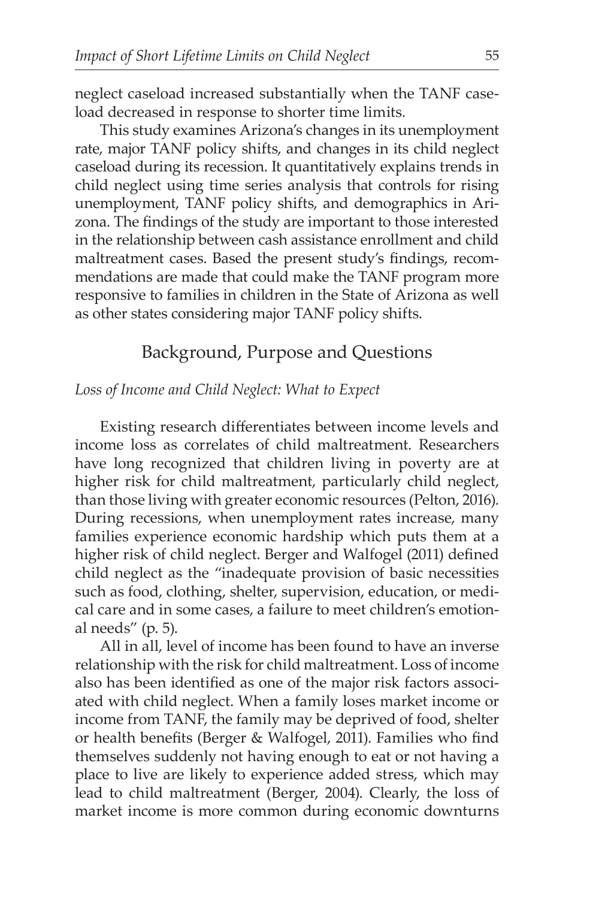neglect caseload increased substantially when the TANF caseload decreased in response to shorter time limits.

This study examines Arizona's changes in its unemployment rate, major TANF policy shifts, and changes in its child neglect caseload during its recession. It quantitatively explains trends in child neglect using time series analysis that controls for rising unemployment, TANF policy shifts, and demographics in Arizona. The findings of the study are important to those interested in the relationship between cash assistance enrollment and child maltreatment cases. Based the present study's findings, recommendations are made that could make the TANF program more responsive to families in children in the State of Arizona as well as other states considering major TANF policy shifts.

## Background, Purpose and Questions

### *Loss of Income and Child Neglect: What to Expect*

Existing research differentiates between income levels and income loss as correlates of child maltreatment. Researchers have long recognized that children living in poverty are at higher risk for child maltreatment, particularly child neglect, than those living with greater economic resources (Pelton, 2016). During recessions, when unemployment rates increase, many families experience economic hardship which puts them at a higher risk of child neglect. Berger and Walfogel (2011) defined child neglect as the "inadequate provision of basic necessities such as food, clothing, shelter, supervision, education, or medical care and in some cases, a failure to meet children's emotional needs" (p. 5).

All in all, level of income has been found to have an inverse relationship with the risk for child maltreatment. Loss of income also has been identified as one of the major risk factors associated with child neglect. When a family loses market income or income from TANF, the family may be deprived of food, shelter or health benefits (Berger & Walfogel, 2011). Families who find themselves suddenly not having enough to eat or not having a place to live are likely to experience added stress, which may lead to child maltreatment (Berger, 2004). Clearly, the loss of market income is more common during economic downturns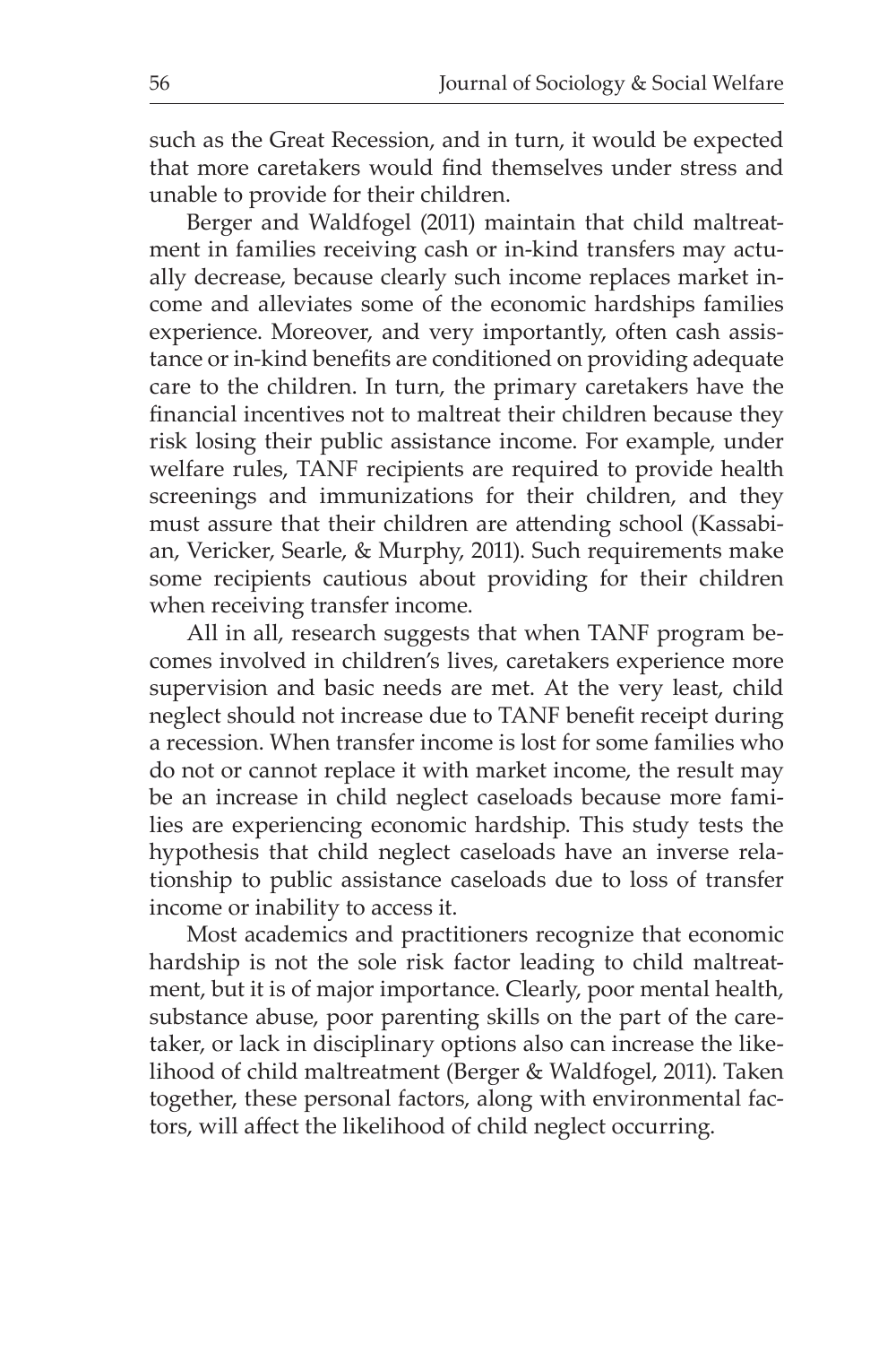such as the Great Recession, and in turn, it would be expected that more caretakers would find themselves under stress and unable to provide for their children.

Berger and Waldfogel (2011) maintain that child maltreatment in families receiving cash or in-kind transfers may actually decrease, because clearly such income replaces market income and alleviates some of the economic hardships families experience. Moreover, and very importantly, often cash assistance or in-kind benefits are conditioned on providing adequate care to the children. In turn, the primary caretakers have the financial incentives not to maltreat their children because they risk losing their public assistance income. For example, under welfare rules, TANF recipients are required to provide health screenings and immunizations for their children, and they must assure that their children are attending school (Kassabian, Vericker, Searle, & Murphy, 2011). Such requirements make some recipients cautious about providing for their children when receiving transfer income.

All in all, research suggests that when TANF program becomes involved in children's lives, caretakers experience more supervision and basic needs are met. At the very least, child neglect should not increase due to TANF benefit receipt during a recession. When transfer income is lost for some families who do not or cannot replace it with market income, the result may be an increase in child neglect caseloads because more families are experiencing economic hardship. This study tests the hypothesis that child neglect caseloads have an inverse relationship to public assistance caseloads due to loss of transfer income or inability to access it.

Most academics and practitioners recognize that economic hardship is not the sole risk factor leading to child maltreatment, but it is of major importance. Clearly, poor mental health, substance abuse, poor parenting skills on the part of the caretaker, or lack in disciplinary options also can increase the likelihood of child maltreatment (Berger & Waldfogel, 2011). Taken together, these personal factors, along with environmental factors, will affect the likelihood of child neglect occurring.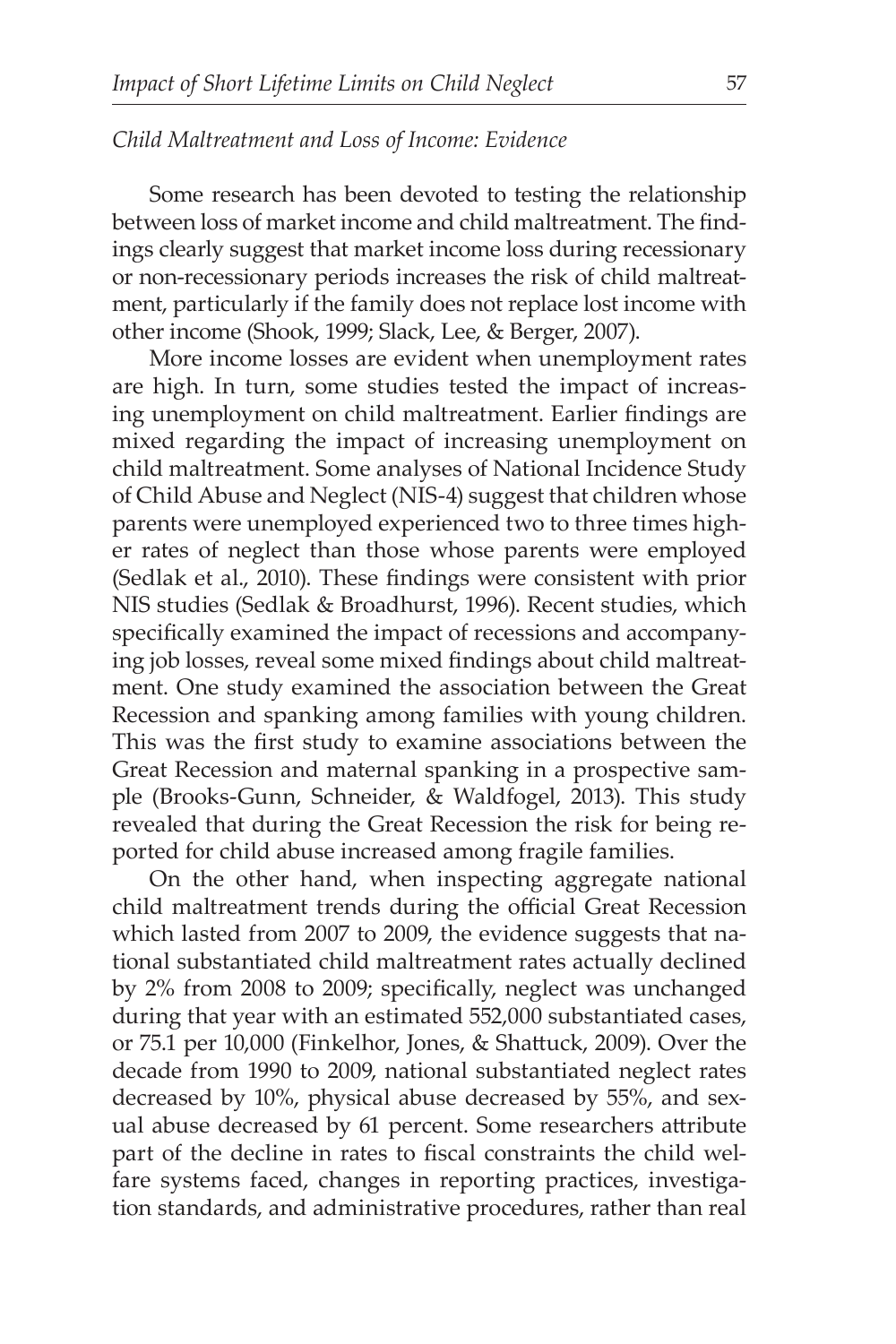*Child Maltreatment and Loss of Income: Evidence*

Some research has been devoted to testing the relationship between loss of market income and child maltreatment. The findings clearly suggest that market income loss during recessionary or non-recessionary periods increases the risk of child maltreatment, particularly if the family does not replace lost income with other income (Shook, 1999; Slack, Lee, & Berger, 2007).

More income losses are evident when unemployment rates are high. In turn, some studies tested the impact of increasing unemployment on child maltreatment. Earlier findings are mixed regarding the impact of increasing unemployment on child maltreatment. Some analyses of National Incidence Study of Child Abuse and Neglect (NIS-4) suggest that children whose parents were unemployed experienced two to three times higher rates of neglect than those whose parents were employed (Sedlak et al., 2010). These findings were consistent with prior NIS studies (Sedlak & Broadhurst, 1996). Recent studies, which specifically examined the impact of recessions and accompanying job losses, reveal some mixed findings about child maltreatment. One study examined the association between the Great Recession and spanking among families with young children. This was the first study to examine associations between the Great Recession and maternal spanking in a prospective sample (Brooks-Gunn, Schneider, & Waldfogel, 2013). This study revealed that during the Great Recession the risk for being reported for child abuse increased among fragile families.

On the other hand, when inspecting aggregate national child maltreatment trends during the official Great Recession which lasted from 2007 to 2009, the evidence suggests that national substantiated child maltreatment rates actually declined by 2% from 2008 to 2009; specifically, neglect was unchanged during that year with an estimated 552,000 substantiated cases, or 75.1 per 10,000 (Finkelhor, Jones, & Shattuck, 2009). Over the decade from 1990 to 2009, national substantiated neglect rates decreased by 10%, physical abuse decreased by 55%, and sexual abuse decreased by 61 percent. Some researchers attribute part of the decline in rates to fiscal constraints the child welfare systems faced, changes in reporting practices, investigation standards, and administrative procedures, rather than real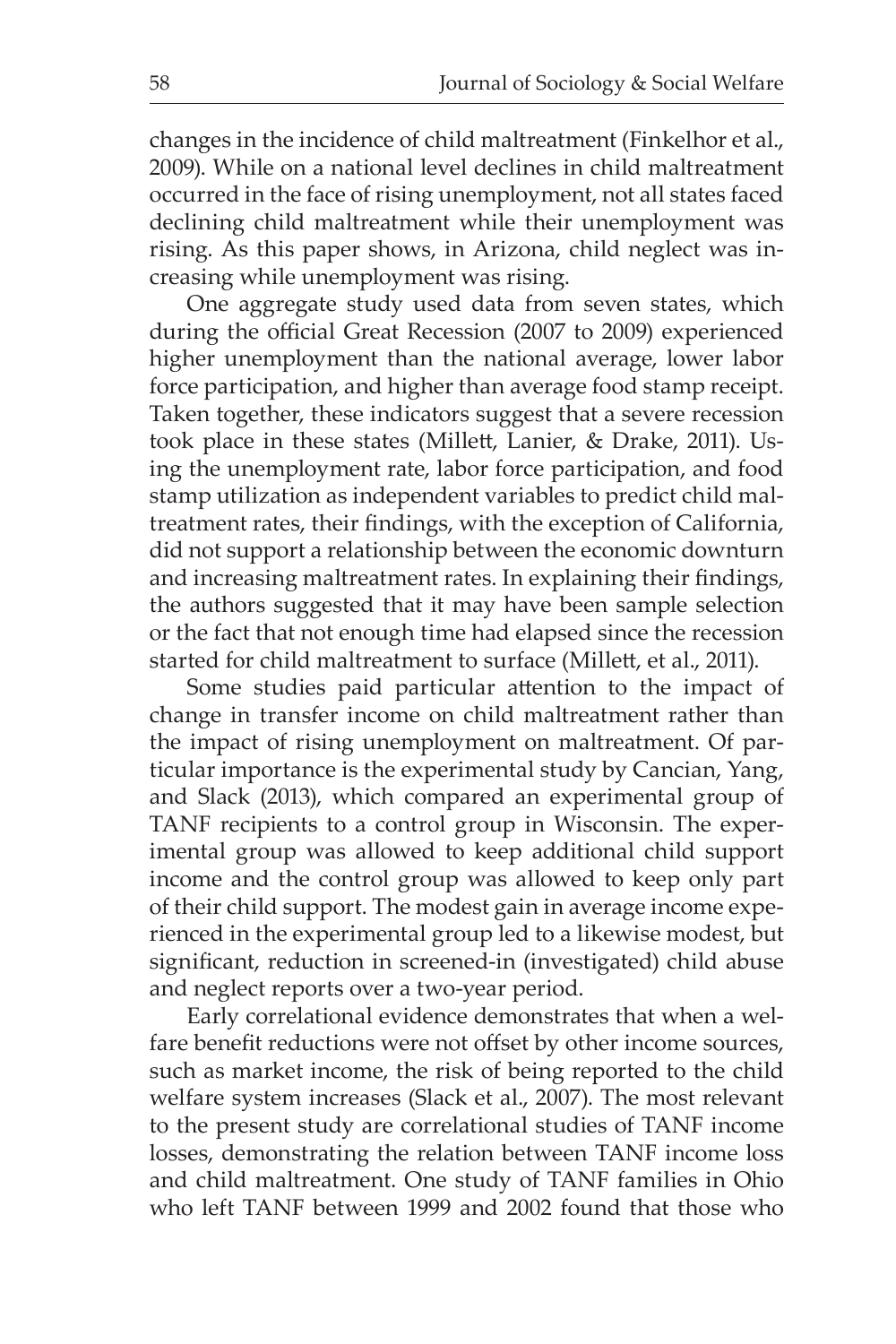changes in the incidence of child maltreatment (Finkelhor et al., 2009). While on a national level declines in child maltreatment occurred in the face of rising unemployment, not all states faced declining child maltreatment while their unemployment was rising. As this paper shows, in Arizona, child neglect was increasing while unemployment was rising.

One aggregate study used data from seven states, which during the official Great Recession (2007 to 2009) experienced higher unemployment than the national average, lower labor force participation, and higher than average food stamp receipt. Taken together, these indicators suggest that a severe recession took place in these states (Millett, Lanier, & Drake, 2011). Using the unemployment rate, labor force participation, and food stamp utilization as independent variables to predict child maltreatment rates, their findings, with the exception of California, did not support a relationship between the economic downturn and increasing maltreatment rates. In explaining their findings, the authors suggested that it may have been sample selection or the fact that not enough time had elapsed since the recession started for child maltreatment to surface (Millett, et al., 2011).

Some studies paid particular attention to the impact of change in transfer income on child maltreatment rather than the impact of rising unemployment on maltreatment. Of particular importance is the experimental study by Cancian, Yang, and Slack (2013), which compared an experimental group of TANF recipients to a control group in Wisconsin. The experimental group was allowed to keep additional child support income and the control group was allowed to keep only part of their child support. The modest gain in average income experienced in the experimental group led to a likewise modest, but significant, reduction in screened-in (investigated) child abuse and neglect reports over a two-year period.

Early correlational evidence demonstrates that when a welfare benefit reductions were not offset by other income sources, such as market income, the risk of being reported to the child welfare system increases (Slack et al., 2007). The most relevant to the present study are correlational studies of TANF income losses, demonstrating the relation between TANF income loss and child maltreatment. One study of TANF families in Ohio who left TANF between 1999 and 2002 found that those who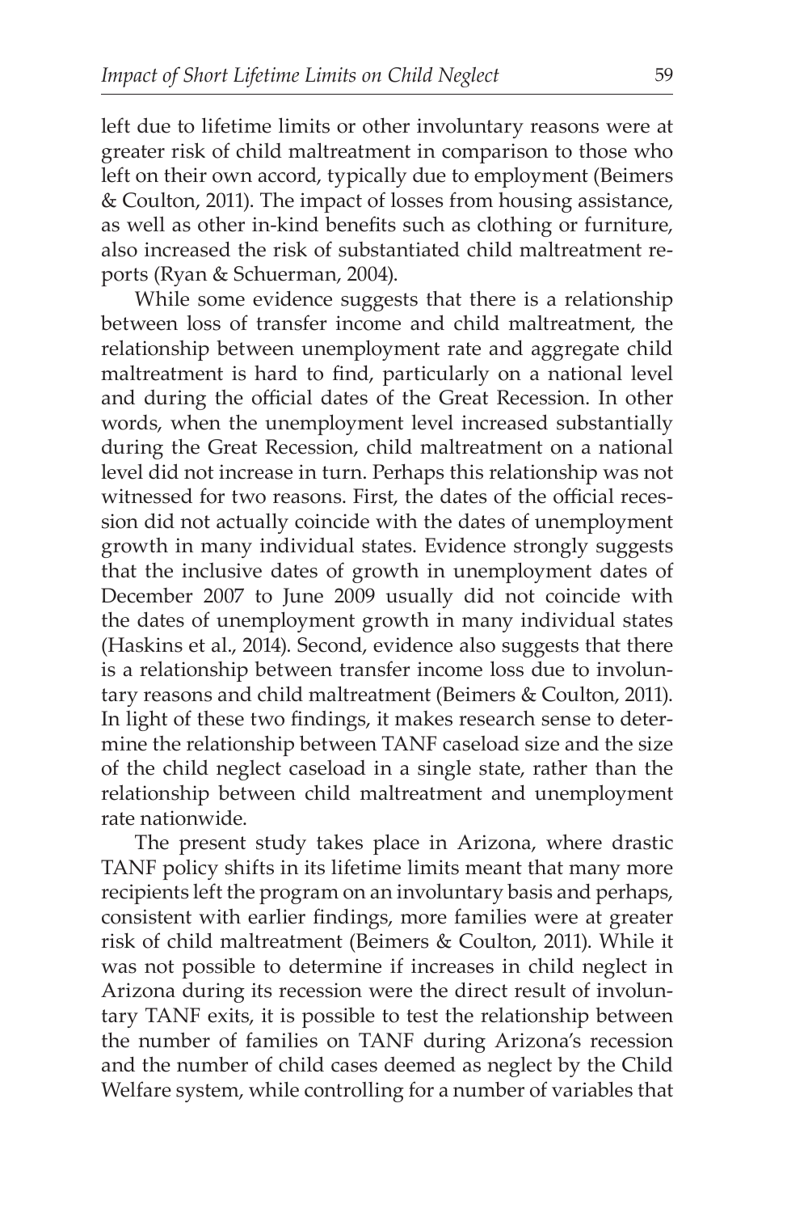left due to lifetime limits or other involuntary reasons were at greater risk of child maltreatment in comparison to those who left on their own accord, typically due to employment (Beimers & Coulton, 2011). The impact of losses from housing assistance, as well as other in-kind benefits such as clothing or furniture, also increased the risk of substantiated child maltreatment reports (Ryan & Schuerman, 2004).

While some evidence suggests that there is a relationship between loss of transfer income and child maltreatment, the relationship between unemployment rate and aggregate child maltreatment is hard to find, particularly on a national level and during the official dates of the Great Recession. In other words, when the unemployment level increased substantially during the Great Recession, child maltreatment on a national level did not increase in turn. Perhaps this relationship was not witnessed for two reasons. First, the dates of the official recession did not actually coincide with the dates of unemployment growth in many individual states. Evidence strongly suggests that the inclusive dates of growth in unemployment dates of December 2007 to June 2009 usually did not coincide with the dates of unemployment growth in many individual states (Haskins et al., 2014). Second, evidence also suggests that there is a relationship between transfer income loss due to involuntary reasons and child maltreatment (Beimers & Coulton, 2011). In light of these two findings, it makes research sense to determine the relationship between TANF caseload size and the size of the child neglect caseload in a single state, rather than the relationship between child maltreatment and unemployment rate nationwide.

The present study takes place in Arizona, where drastic TANF policy shifts in its lifetime limits meant that many more recipients left the program on an involuntary basis and perhaps, consistent with earlier findings, more families were at greater risk of child maltreatment (Beimers & Coulton, 2011). While it was not possible to determine if increases in child neglect in Arizona during its recession were the direct result of involuntary TANF exits, it is possible to test the relationship between the number of families on TANF during Arizona's recession and the number of child cases deemed as neglect by the Child Welfare system, while controlling for a number of variables that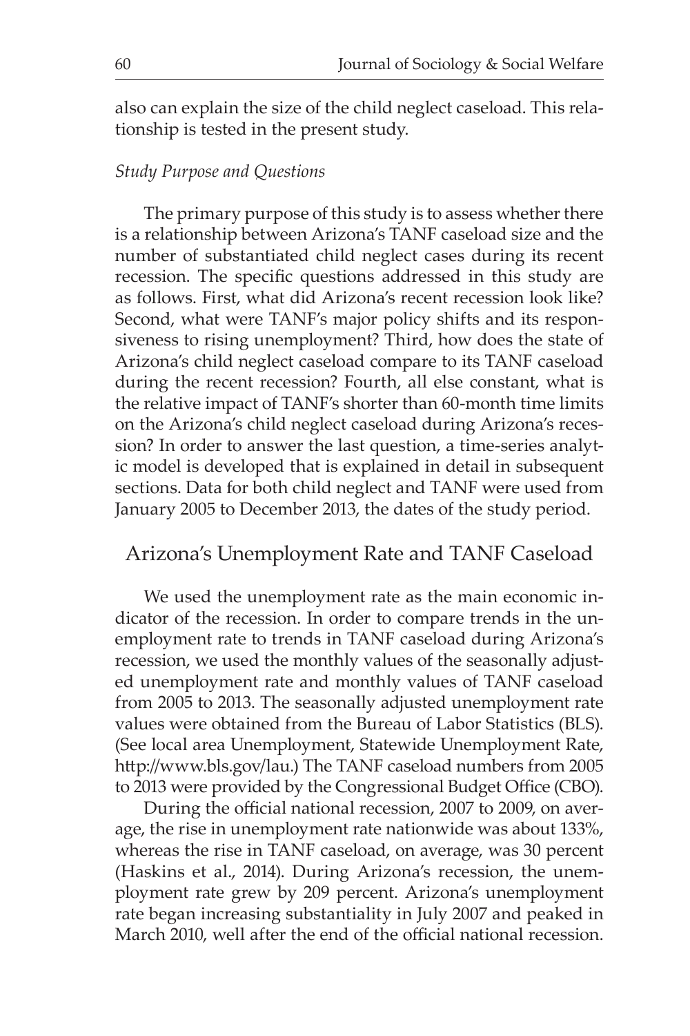also can explain the size of the child neglect caseload. This relationship is tested in the present study.

### *Study Purpose and Questions*

The primary purpose of this study is to assess whether there is a relationship between Arizona's TANF caseload size and the number of substantiated child neglect cases during its recent recession. The specific questions addressed in this study are as follows. First, what did Arizona's recent recession look like? Second, what were TANF's major policy shifts and its responsiveness to rising unemployment? Third, how does the state of Arizona's child neglect caseload compare to its TANF caseload during the recent recession? Fourth, all else constant, what is the relative impact of TANF's shorter than 60-month time limits on the Arizona's child neglect caseload during Arizona's recession? In order to answer the last question, a time-series analytic model is developed that is explained in detail in subsequent sections. Data for both child neglect and TANF were used from January 2005 to December 2013, the dates of the study period.

## Arizona's Unemployment Rate and TANF Caseload

We used the unemployment rate as the main economic indicator of the recession. In order to compare trends in the unemployment rate to trends in TANF caseload during Arizona's recession, we used the monthly values of the seasonally adjusted unemployment rate and monthly values of TANF caseload from 2005 to 2013. The seasonally adjusted unemployment rate values were obtained from the Bureau of Labor Statistics (BLS). (See local area Unemployment, Statewide Unemployment Rate, http://www.bls.gov/lau.) The TANF caseload numbers from 2005 to 2013 were provided by the Congressional Budget Office (CBO).

During the official national recession, 2007 to 2009, on average, the rise in unemployment rate nationwide was about 133%, whereas the rise in TANF caseload, on average, was 30 percent (Haskins et al., 2014). During Arizona's recession, the unemployment rate grew by 209 percent. Arizona's unemployment rate began increasing substantiality in July 2007 and peaked in March 2010, well after the end of the official national recession.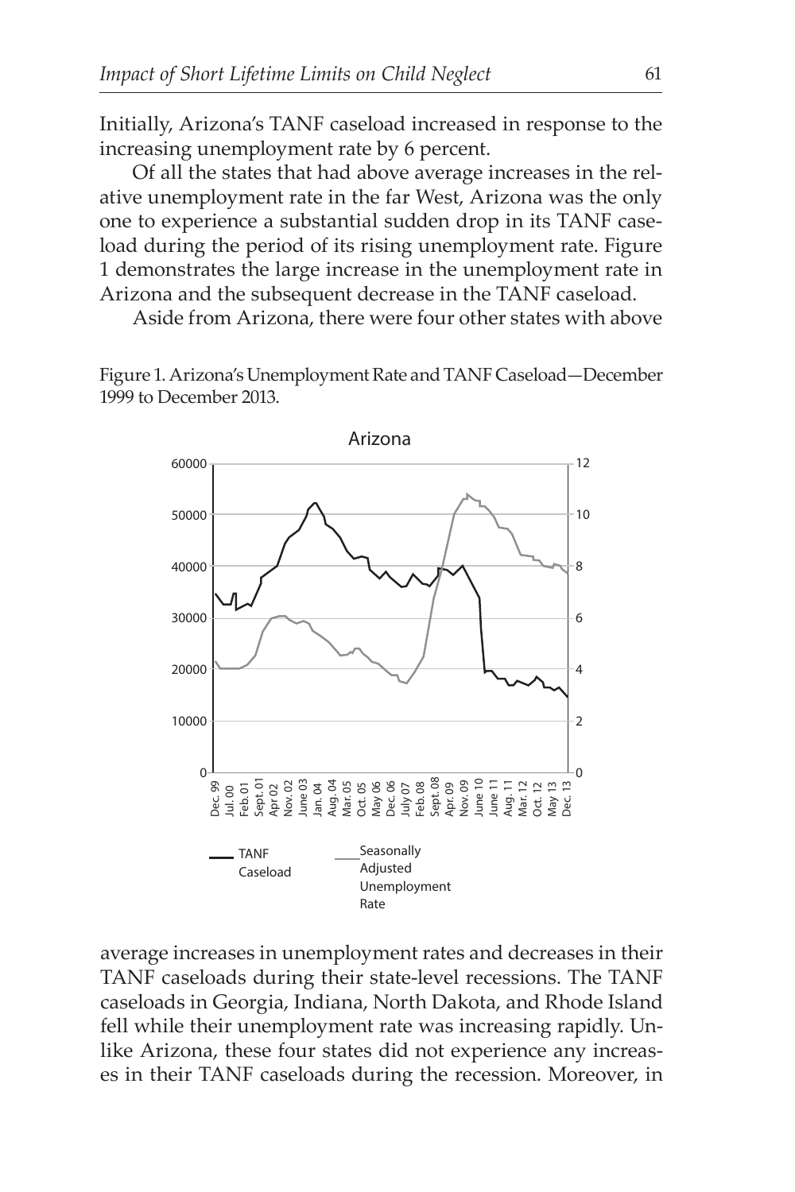Initially, Arizona's TANF caseload increased in response to the increasing unemployment rate by 6 percent.

Of all the states that had above average increases in the relative unemployment rate in the far West, Arizona was the only one to experience a substantial sudden drop in its TANF caseload during the period of its rising unemployment rate. Figure 1 demonstrates the large increase in the unemployment rate in Arizona and the subsequent decrease in the TANF caseload.

Aside from Arizona, there were four other states with above average increases in unemployment rates and decreases in their TANF caseloads during their state-level recessions. The TANF caseloads in Georgia, Indiana, North Dakota, and Rhode Island fell while their unemployment rate was increasing rapidly. Unlike Arizona, these four states did not experience any increases in their TANF caseloads during the recession. Moreover, in

Figure 1. Arizona's Unemployment Rate and TANF Caseload—December 1999 to December 2013.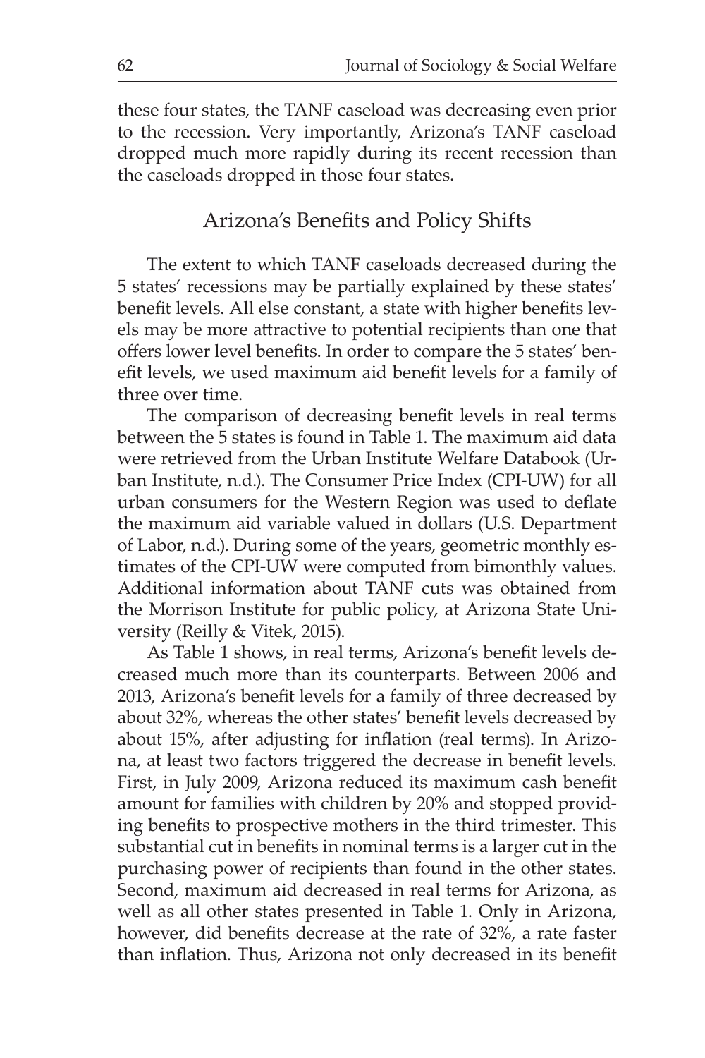these four states, the TANF caseload was decreasing even prior to the recession. Very importantly, Arizona's TANF caseload dropped much more rapidly during its recent recession than the caseloads dropped in those four states.

## Arizona's Benefits and Policy Shifts

The extent to which TANF caseloads decreased during the 5 states' recessions may be partially explained by these states' benefit levels. All else constant, a state with higher benefits levels may be more attractive to potential recipients than one that offers lower level benefits. In order to compare the 5 states' benefit levels, we used maximum aid benefit levels for a family of three over time.

The comparison of decreasing benefit levels in real terms between the 5 states is found in Table 1. The maximum aid data were retrieved from the Urban Institute Welfare Databook (Urban Institute, n.d.). The Consumer Price Index (CPI-UW) for all urban consumers for the Western Region was used to deflate the maximum aid variable valued in dollars (U.S. Department of Labor, n.d.). During some of the years, geometric monthly estimates of the CPI-UW were computed from bimonthly values. Additional information about TANF cuts was obtained from the Morrison Institute for public policy, at Arizona State University (Reilly & Vitek, 2015).

As Table 1 shows, in real terms, Arizona's benefit levels decreased much more than its counterparts. Between 2006 and 2013, Arizona's benefit levels for a family of three decreased by about 32%, whereas the other states' benefit levels decreased by about 15%, after adjusting for inflation (real terms). In Arizona, at least two factors triggered the decrease in benefit levels. First, in July 2009, Arizona reduced its maximum cash benefit amount for families with children by 20% and stopped providing benefits to prospective mothers in the third trimester. This substantial cut in benefits in nominal terms is a larger cut in the purchasing power of recipients than found in the other states. Second, maximum aid decreased in real terms for Arizona, as well as all other states presented in Table 1. Only in Arizona, however, did benefits decrease at the rate of 32%, a rate faster than inflation. Thus, Arizona not only decreased in its benefit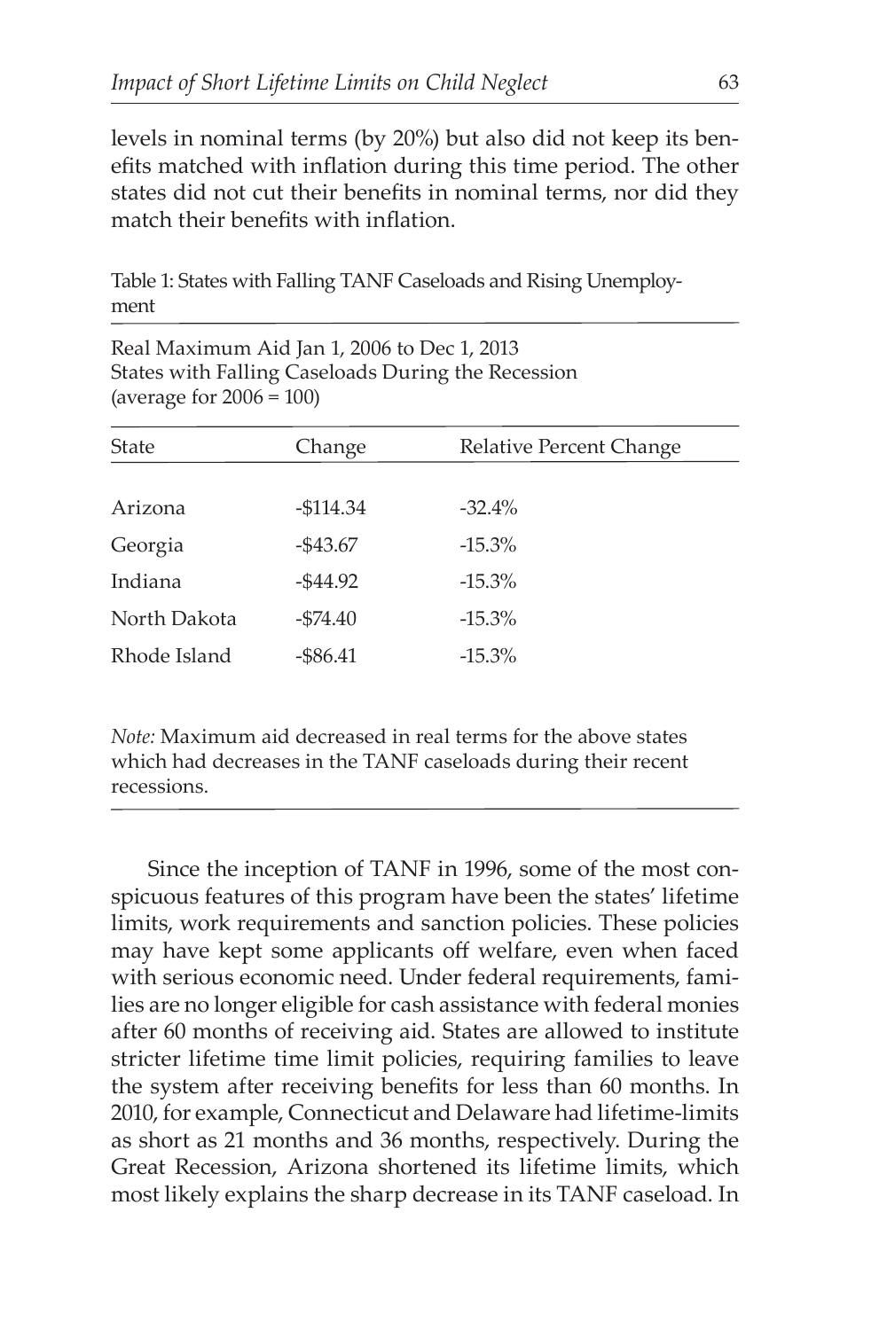levels in nominal terms (by 20%) but also did not keep its benefits matched with inflation during this time period. The other states did not cut their benefits in nominal terms, nor did they match their benefits with inflation.

Table 1: States with Falling TANF Caseloads and Rising Unemployment

Real Maximum Aid Jan 1, 2006 to Dec 1, 2013
States with Falling Caseloads During the Recession
(average for 2006 = 100)

| State | Change | Relative Percent Change |
|---|---|---|
| Arizona | -$114.34 | -32.4% |
| Georgia | -$43.67 | -15.3% |
| Indiana | -$44.92 | -15.3% |
| North Dakota | -$74.40 | -15.3% |
| Rhode Island | -$86.41 | -15.3% |

*Note:* Maximum aid decreased in real terms for the above states which had decreases in the TANF caseloads during their recent recessions.

Since the inception of TANF in 1996, some of the most conspicuous features of this program have been the states' lifetime limits, work requirements and sanction policies. These policies may have kept some applicants off welfare, even when faced with serious economic need. Under federal requirements, families are no longer eligible for cash assistance with federal monies after 60 months of receiving aid. States are allowed to institute stricter lifetime time limit policies, requiring families to leave the system after receiving benefits for less than 60 months. In 2010, for example, Connecticut and Delaware had lifetime-limits as short as 21 months and 36 months, respectively. During the Great Recession, Arizona shortened its lifetime limits, which most likely explains the sharp decrease in its TANF caseload. In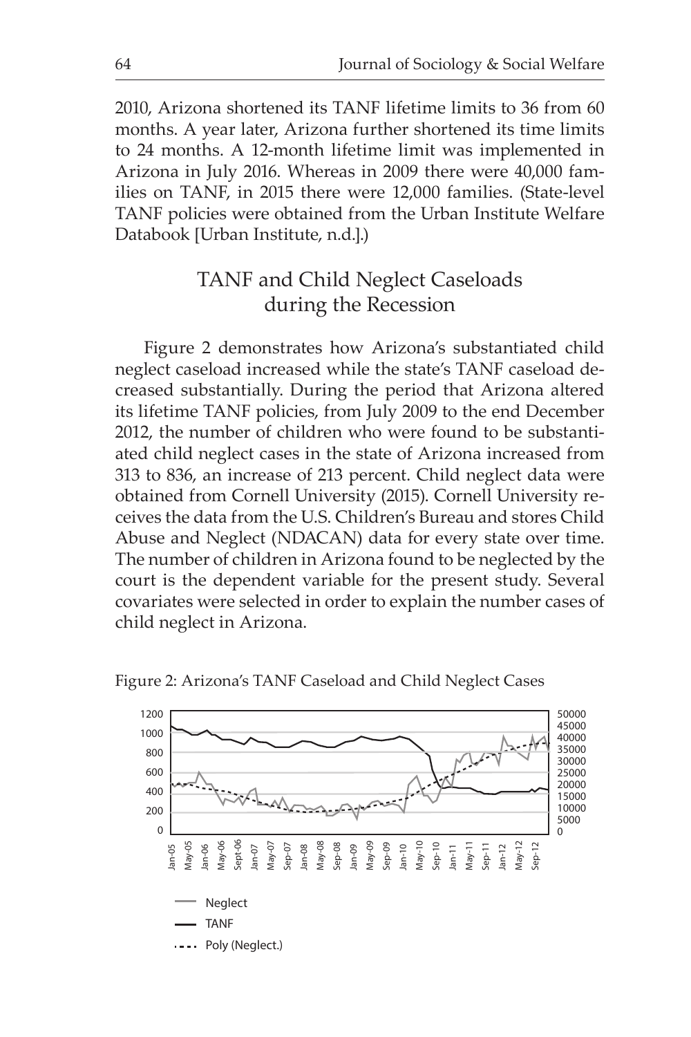2010, Arizona shortened its TANF lifetime limits to 36 from 60 months. A year later, Arizona further shortened its time limits to 24 months. A 12-month lifetime limit was implemented in Arizona in July 2016. Whereas in 2009 there were 40,000 families on TANF, in 2015 there were 12,000 families. (State-level TANF policies were obtained from the Urban Institute Welfare Databook [Urban Institute, n.d.].)

## TANF and Child Neglect Caseloads during the Recession

Figure 2 demonstrates how Arizona's substantiated child neglect caseload increased while the state's TANF caseload decreased substantially. During the period that Arizona altered its lifetime TANF policies, from July 2009 to the end December 2012, the number of children who were found to be substantiated child neglect cases in the state of Arizona increased from 313 to 836, an increase of 213 percent. Child neglect data were obtained from Cornell University (2015). Cornell University receives the data from the U.S. Children's Bureau and stores Child Abuse and Neglect (NDACAN) data for every state over time. The number of children in Arizona found to be neglected by the court is the dependent variable for the present study. Several covariates were selected in order to explain the number cases of child neglect in Arizona.

Figure 2: Arizona's TANF Caseload and Child Neglect Cases

Neglect
TANF
Poly (Neglect.)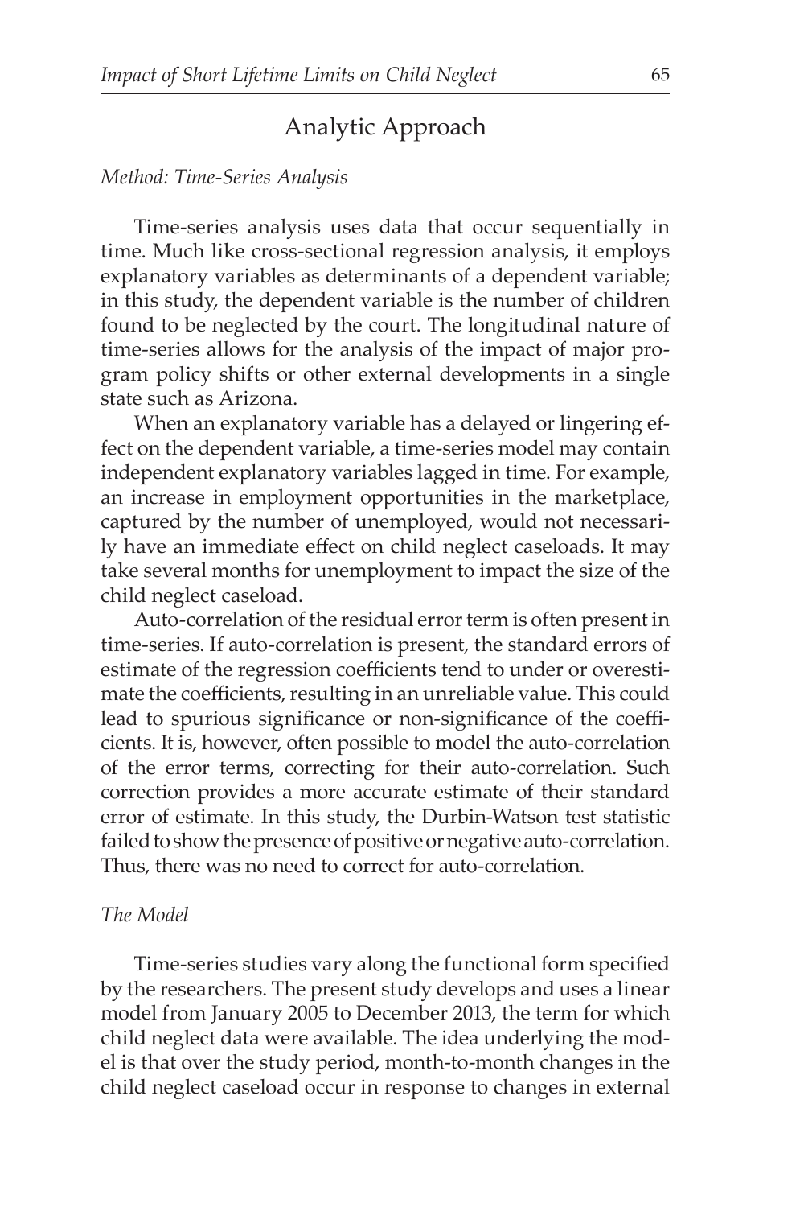## Analytic Approach

### *Method: Time-Series Analysis*

Time-series analysis uses data that occur sequentially in time. Much like cross-sectional regression analysis, it employs explanatory variables as determinants of a dependent variable; in this study, the dependent variable is the number of children found to be neglected by the court. The longitudinal nature of time-series allows for the analysis of the impact of major program policy shifts or other external developments in a single state such as Arizona.

When an explanatory variable has a delayed or lingering effect on the dependent variable, a time-series model may contain independent explanatory variables lagged in time. For example, an increase in employment opportunities in the marketplace, captured by the number of unemployed, would not necessarily have an immediate effect on child neglect caseloads. It may take several months for unemployment to impact the size of the child neglect caseload.

Auto-correlation of the residual error term is often present in time-series. If auto-correlation is present, the standard errors of estimate of the regression coefficients tend to under or overestimate the coefficients, resulting in an unreliable value. This could lead to spurious significance or non-significance of the coefficients. It is, however, often possible to model the auto-correlation of the error terms, correcting for their auto-correlation. Such correction provides a more accurate estimate of their standard error of estimate. In this study, the Durbin-Watson test statistic failed to show the presence of positive or negative auto-correlation. Thus, there was no need to correct for auto-correlation.

### *The Model*

Time-series studies vary along the functional form specified by the researchers. The present study develops and uses a linear model from January 2005 to December 2013, the term for which child neglect data were available. The idea underlying the model is that over the study period, month-to-month changes in the child neglect caseload occur in response to changes in external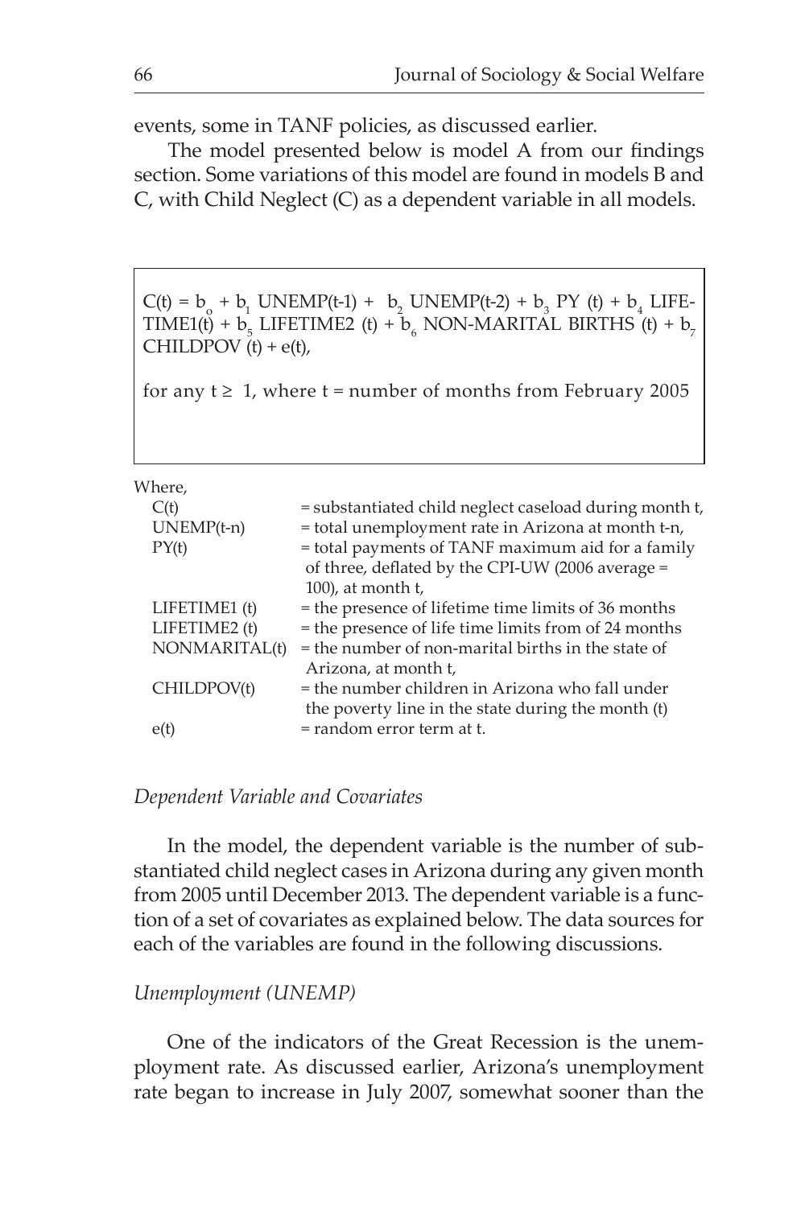events, some in TANF policies, as discussed earlier.

The model presented below is model A from our findings section. Some variations of this model are found in models B and C, with Child Neglect (C) as a dependent variable in all models.

$$C(t) = b_o + b_1 \text{ UNEMP}(t\text{-}1) + b_2 \text{ UNEMP}(t\text{-}2) + b_3 \text{ PY } (t) + b_4 \text{ LIFETIME1}(t) + b_5 \text{ LIFETIME2 } (t) + b_6 \text{ NON-MARITAL BIRTHS } (t) + b_7 \text{ CHILDPOV } (t) + e(t),$$

for any $t \geq 1$, where t = number of months from February 2005

Where,

| | |
|---|---|
| C(t) | = substantiated child neglect caseload during month t, |
| UNEMP(t-n) | = total unemployment rate in Arizona at month t-n, |
| PY(t) | = total payments of TANF maximum aid for a family of three, deflated by the CPI-UW (2006 average = 100), at month t, |
| LIFETIME1 (t) | = the presence of lifetime time limits of 36 months |
| LIFETIME2 (t) | = the presence of life time limits from of 24 months |
| NONMARITAL(t) | = the number of non-marital births in the state of Arizona, at month t, |
| CHILDPOV(t) | = the number children in Arizona who fall under the poverty line in the state during the month (t) |
| e(t) | = random error term at t. |

*Dependent Variable and Covariates*

In the model, the dependent variable is the number of substantiated child neglect cases in Arizona during any given month from 2005 until December 2013. The dependent variable is a function of a set of covariates as explained below. The data sources for each of the variables are found in the following discussions.

*Unemployment (UNEMP)*

One of the indicators of the Great Recession is the unemployment rate. As discussed earlier, Arizona's unemployment rate began to increase in July 2007, somewhat sooner than the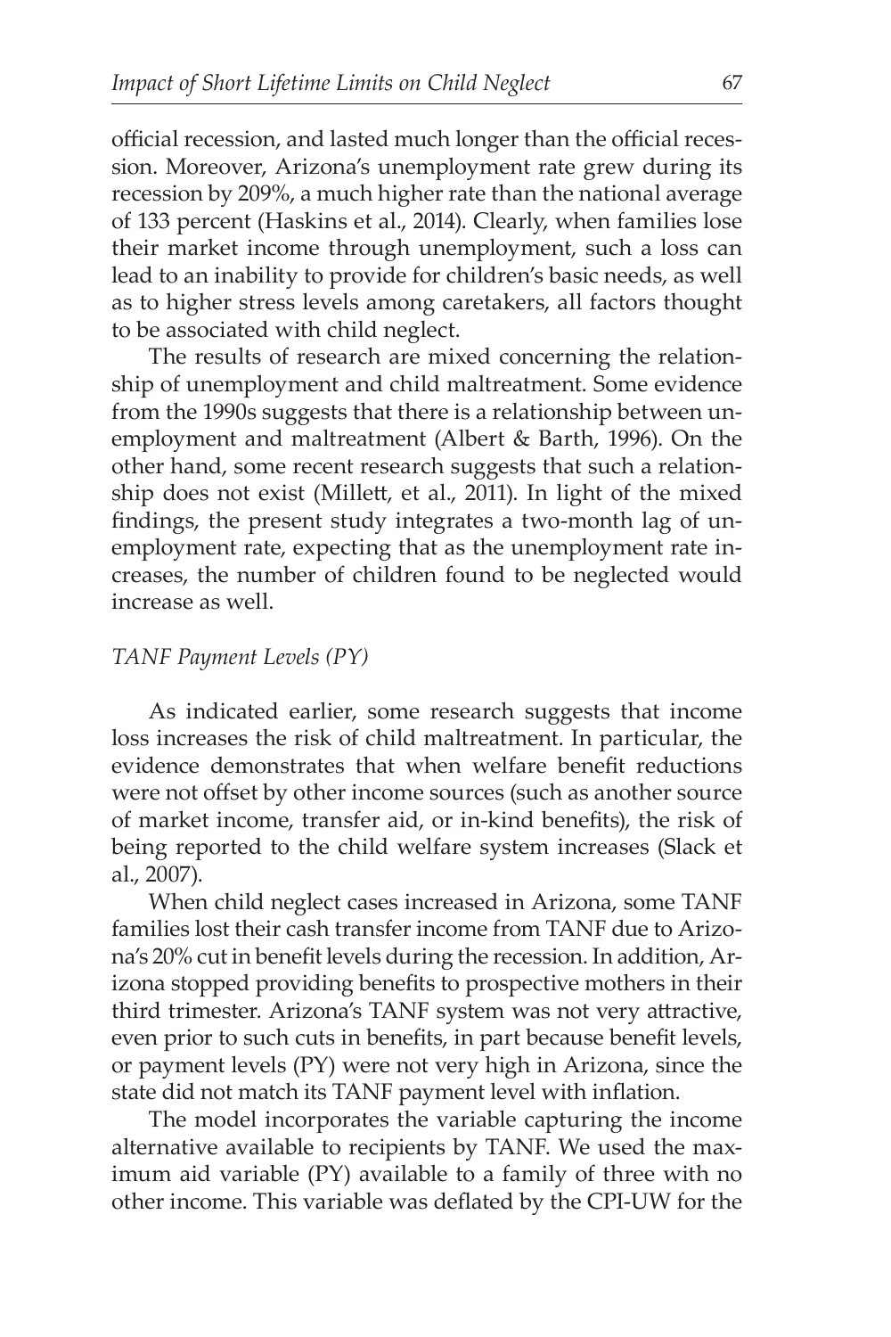official recession, and lasted much longer than the official recession. Moreover, Arizona's unemployment rate grew during its recession by 209%, a much higher rate than the national average of 133 percent (Haskins et al., 2014). Clearly, when families lose their market income through unemployment, such a loss can lead to an inability to provide for children's basic needs, as well as to higher stress levels among caretakers, all factors thought to be associated with child neglect.

The results of research are mixed concerning the relationship of unemployment and child maltreatment. Some evidence from the 1990s suggests that there is a relationship between unemployment and maltreatment (Albert & Barth, 1996). On the other hand, some recent research suggests that such a relationship does not exist (Millett, et al., 2011). In light of the mixed findings, the present study integrates a two-month lag of unemployment rate, expecting that as the unemployment rate increases, the number of children found to be neglected would increase as well.

### *TANF Payment Levels (PY)*

As indicated earlier, some research suggests that income loss increases the risk of child maltreatment. In particular, the evidence demonstrates that when welfare benefit reductions were not offset by other income sources (such as another source of market income, transfer aid, or in-kind benefits), the risk of being reported to the child welfare system increases (Slack et al., 2007).

When child neglect cases increased in Arizona, some TANF families lost their cash transfer income from TANF due to Arizona's 20% cut in benefit levels during the recession. In addition, Arizona stopped providing benefits to prospective mothers in their third trimester. Arizona's TANF system was not very attractive, even prior to such cuts in benefits, in part because benefit levels, or payment levels (PY) were not very high in Arizona, since the state did not match its TANF payment level with inflation.

The model incorporates the variable capturing the income alternative available to recipients by TANF. We used the maximum aid variable (PY) available to a family of three with no other income. This variable was deflated by the CPI-UW for the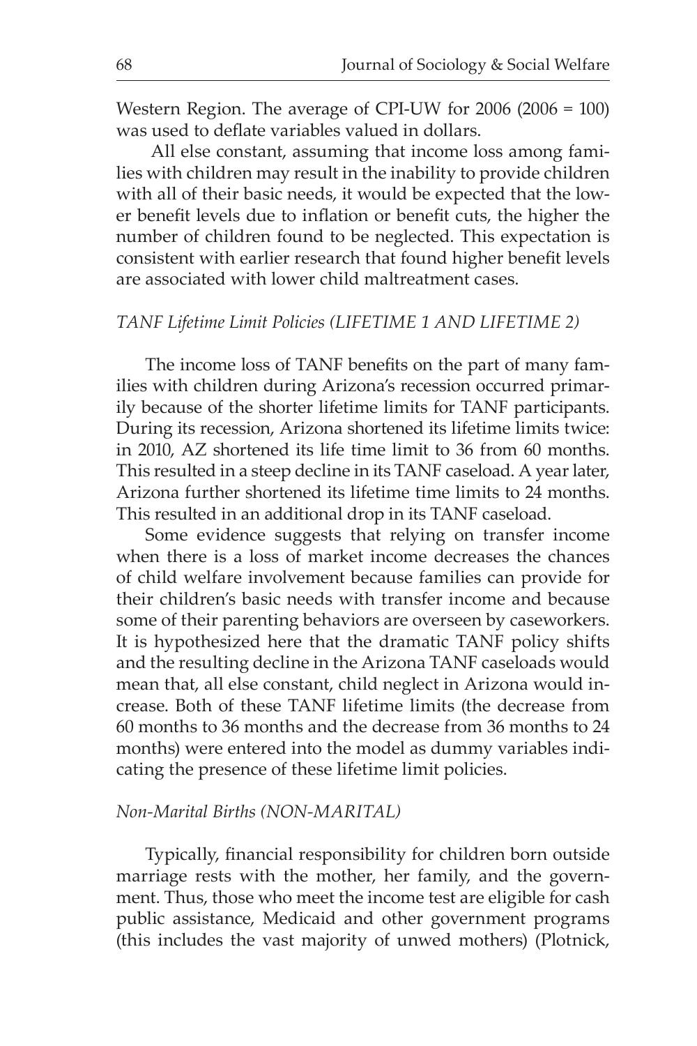Western Region. The average of CPI-UW for 2006 (2006 = 100) was used to deflate variables valued in dollars.

All else constant, assuming that income loss among families with children may result in the inability to provide children with all of their basic needs, it would be expected that the lower benefit levels due to inflation or benefit cuts, the higher the number of children found to be neglected. This expectation is consistent with earlier research that found higher benefit levels are associated with lower child maltreatment cases.

*TANF Lifetime Limit Policies (LIFETIME 1 AND LIFETIME 2)*

The income loss of TANF benefits on the part of many families with children during Arizona's recession occurred primarily because of the shorter lifetime limits for TANF participants. During its recession, Arizona shortened its lifetime limits twice: in 2010, AZ shortened its life time limit to 36 from 60 months. This resulted in a steep decline in its TANF caseload. A year later, Arizona further shortened its lifetime time limits to 24 months. This resulted in an additional drop in its TANF caseload.

Some evidence suggests that relying on transfer income when there is a loss of market income decreases the chances of child welfare involvement because families can provide for their children's basic needs with transfer income and because some of their parenting behaviors are overseen by caseworkers. It is hypothesized here that the dramatic TANF policy shifts and the resulting decline in the Arizona TANF caseloads would mean that, all else constant, child neglect in Arizona would increase. Both of these TANF lifetime limits (the decrease from 60 months to 36 months and the decrease from 36 months to 24 months) were entered into the model as dummy variables indicating the presence of these lifetime limit policies.

*Non-Marital Births (NON-MARITAL)*

Typically, financial responsibility for children born outside marriage rests with the mother, her family, and the government. Thus, those who meet the income test are eligible for cash public assistance, Medicaid and other government programs (this includes the vast majority of unwed mothers) (Plotnick,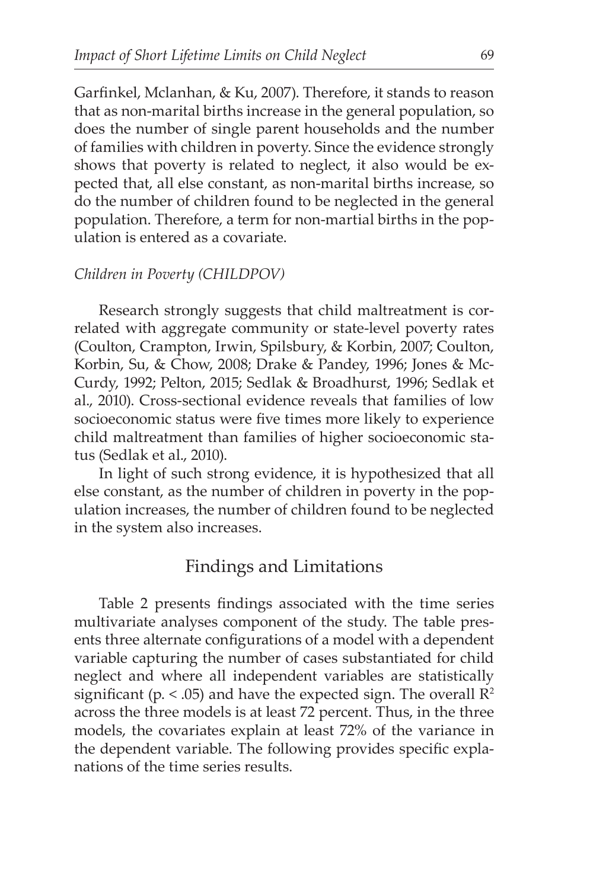Garfinkel, Mclanhan, & Ku, 2007). Therefore, it stands to reason that as non-marital births increase in the general population, so does the number of single parent households and the number of families with children in poverty. Since the evidence strongly shows that poverty is related to neglect, it also would be expected that, all else constant, as non-marital births increase, so do the number of children found to be neglected in the general population. Therefore, a term for non-martial births in the population is entered as a covariate.

*Children in Poverty (CHILDPOV)*

Research strongly suggests that child maltreatment is correlated with aggregate community or state-level poverty rates (Coulton, Crampton, Irwin, Spilsbury, & Korbin, 2007; Coulton, Korbin, Su, & Chow, 2008; Drake & Pandey, 1996; Jones & McCurdy, 1992; Pelton, 2015; Sedlak & Broadhurst, 1996; Sedlak et al., 2010). Cross-sectional evidence reveals that families of low socioeconomic status were five times more likely to experience child maltreatment than families of higher socioeconomic status (Sedlak et al., 2010).

In light of such strong evidence, it is hypothesized that all else constant, as the number of children in poverty in the population increases, the number of children found to be neglected in the system also increases.

## Findings and Limitations

Table 2 presents findings associated with the time series multivariate analyses component of the study. The table presents three alternate configurations of a model with a dependent variable capturing the number of cases substantiated for child neglect and where all independent variables are statistically significant ($p. < .05$) and have the expected sign. The overall $R^2$ across the three models is at least 72 percent. Thus, in the three models, the covariates explain at least 72% of the variance in the dependent variable. The following provides specific explanations of the time series results.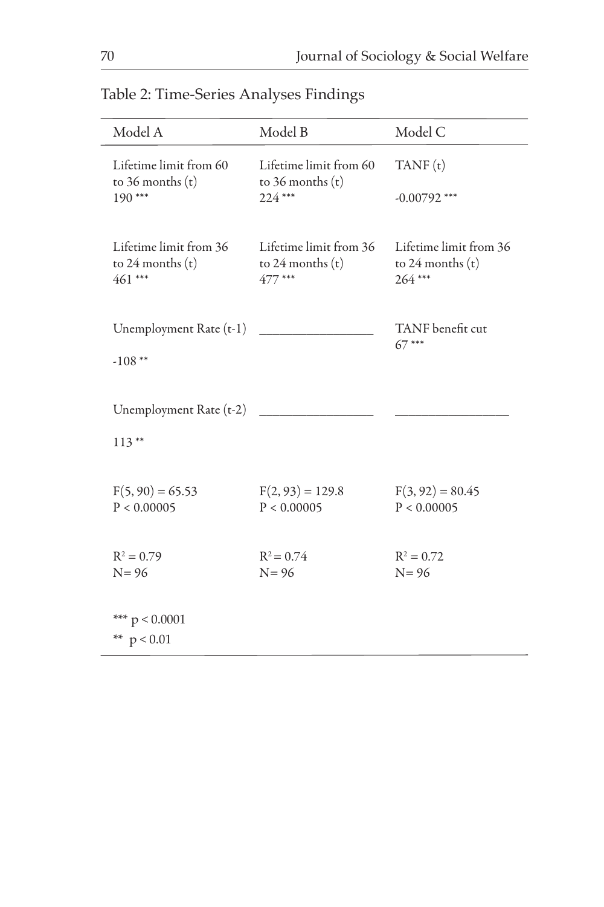Table 2: Time-Series Analyses Findings

| Model A | Model B | Model C |
|---|---|---|
| Lifetime limit from 60 to 36 months (t) 190 *** | Lifetime limit from 60 to 36 months (t) 224 *** | TANF (t) -0.00792 *** |
| Lifetime limit from 36 to 24 months (t) 461 *** | Lifetime limit from 36 to 24 months (t) 477 *** | Lifetime limit from 36 to 24 months (t) 264 *** |
| Unemployment Rate (t-1) -108 ** | ________________ | TANF benefit cut 67 *** |
| Unemployment Rate (t-2) 113 ** | ________________ | ________________ |
| $F(5, 90) = 65.53$ $P < 0.00005$ | $F(2, 93) = 129.8$ $P < 0.00005$ | $F(3, 92) = 80.45$ $P < 0.00005$ |
| $R^2 = 0.79$ N= 96 | $R^2 = 0.74$ N= 96 | $R^2 = 0.72$ N= 96 |
| *** $p < 0.0001$ ** $p < 0.01$ | | |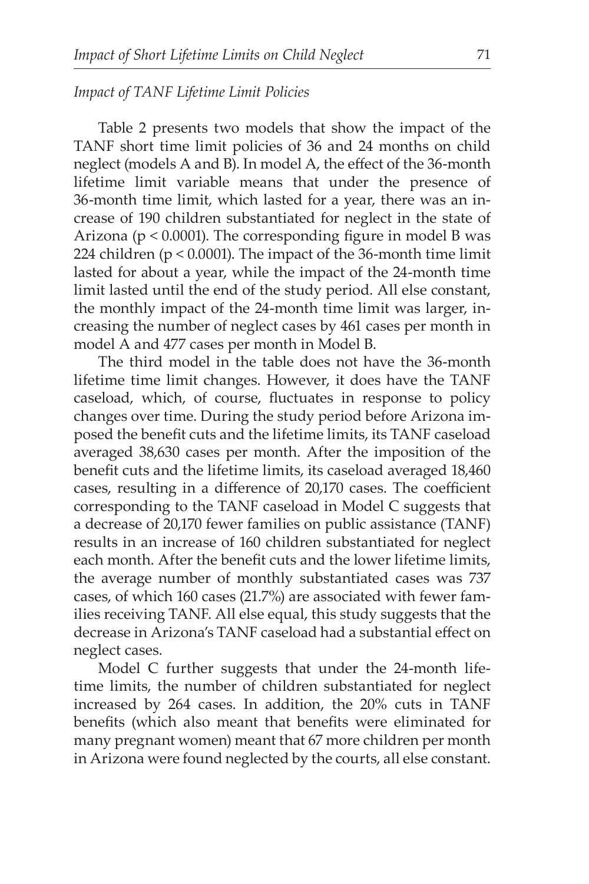*Impact of TANF Lifetime Limit Policies*

Table 2 presents two models that show the impact of the TANF short time limit policies of 36 and 24 months on child neglect (models A and B). In model A, the effect of the 36-month lifetime limit variable means that under the presence of 36-month time limit, which lasted for a year, there was an increase of 190 children substantiated for neglect in the state of Arizona ($p < 0.0001$). The corresponding figure in model B was 224 children ($p < 0.0001$). The impact of the 36-month time limit lasted for about a year, while the impact of the 24-month time limit lasted until the end of the study period. All else constant, the monthly impact of the 24-month time limit was larger, increasing the number of neglect cases by 461 cases per month in model A and 477 cases per month in Model B.

The third model in the table does not have the 36-month lifetime time limit changes. However, it does have the TANF caseload, which, of course, fluctuates in response to policy changes over time. During the study period before Arizona imposed the benefit cuts and the lifetime limits, its TANF caseload averaged 38,630 cases per month. After the imposition of the benefit cuts and the lifetime limits, its caseload averaged 18,460 cases, resulting in a difference of 20,170 cases. The coefficient corresponding to the TANF caseload in Model C suggests that a decrease of 20,170 fewer families on public assistance (TANF) results in an increase of 160 children substantiated for neglect each month. After the benefit cuts and the lower lifetime limits, the average number of monthly substantiated cases was 737 cases, of which 160 cases (21.7%) are associated with fewer families receiving TANF. All else equal, this study suggests that the decrease in Arizona's TANF caseload had a substantial effect on neglect cases.

Model C further suggests that under the 24-month lifetime limits, the number of children substantiated for neglect increased by 264 cases. In addition, the 20% cuts in TANF benefits (which also meant that benefits were eliminated for many pregnant women) meant that 67 more children per month in Arizona were found neglected by the courts, all else constant.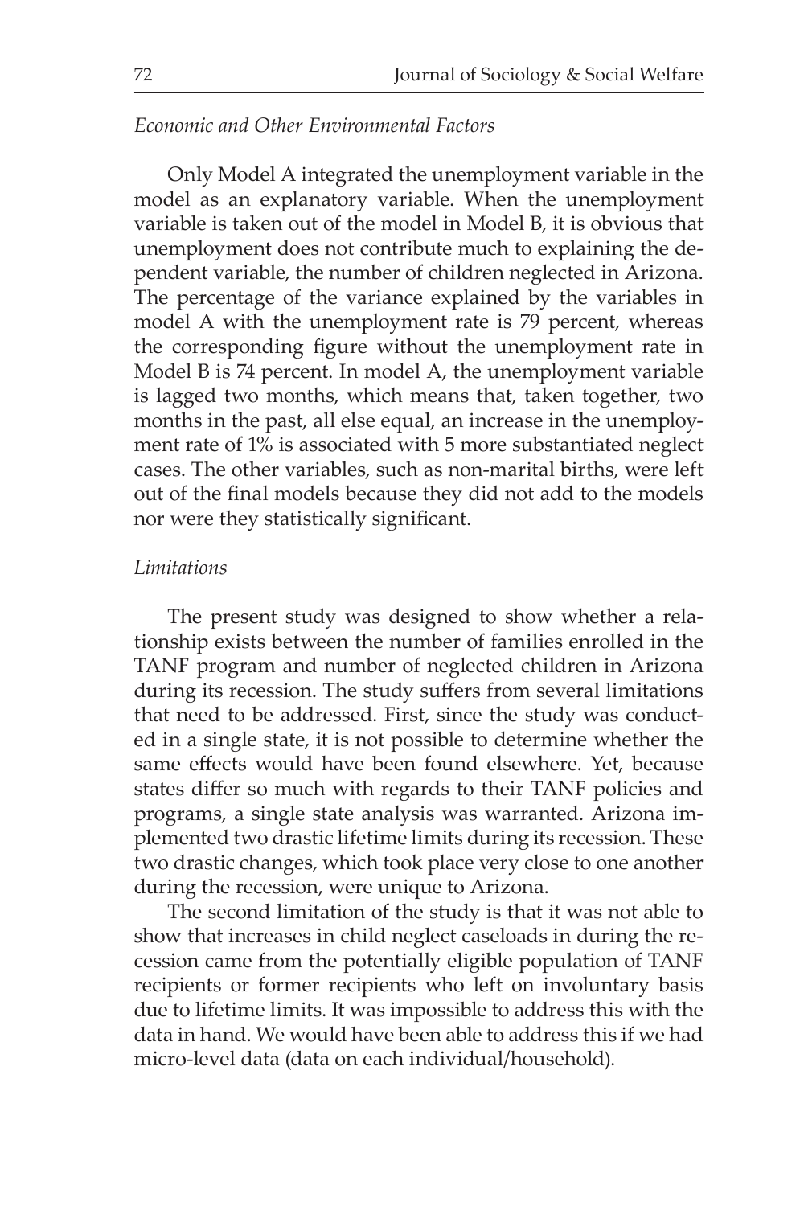*Economic and Other Environmental Factors*

Only Model A integrated the unemployment variable in the model as an explanatory variable. When the unemployment variable is taken out of the model in Model B, it is obvious that unemployment does not contribute much to explaining the dependent variable, the number of children neglected in Arizona. The percentage of the variance explained by the variables in model A with the unemployment rate is 79 percent, whereas the corresponding figure without the unemployment rate in Model B is 74 percent. In model A, the unemployment variable is lagged two months, which means that, taken together, two months in the past, all else equal, an increase in the unemployment rate of 1% is associated with 5 more substantiated neglect cases. The other variables, such as non-marital births, were left out of the final models because they did not add to the models nor were they statistically significant.

*Limitations*

The present study was designed to show whether a relationship exists between the number of families enrolled in the TANF program and number of neglected children in Arizona during its recession. The study suffers from several limitations that need to be addressed. First, since the study was conducted in a single state, it is not possible to determine whether the same effects would have been found elsewhere. Yet, because states differ so much with regards to their TANF policies and programs, a single state analysis was warranted. Arizona implemented two drastic lifetime limits during its recession. These two drastic changes, which took place very close to one another during the recession, were unique to Arizona.

The second limitation of the study is that it was not able to show that increases in child neglect caseloads in during the recession came from the potentially eligible population of TANF recipients or former recipients who left on involuntary basis due to lifetime limits. It was impossible to address this with the data in hand. We would have been able to address this if we had micro-level data (data on each individual/household).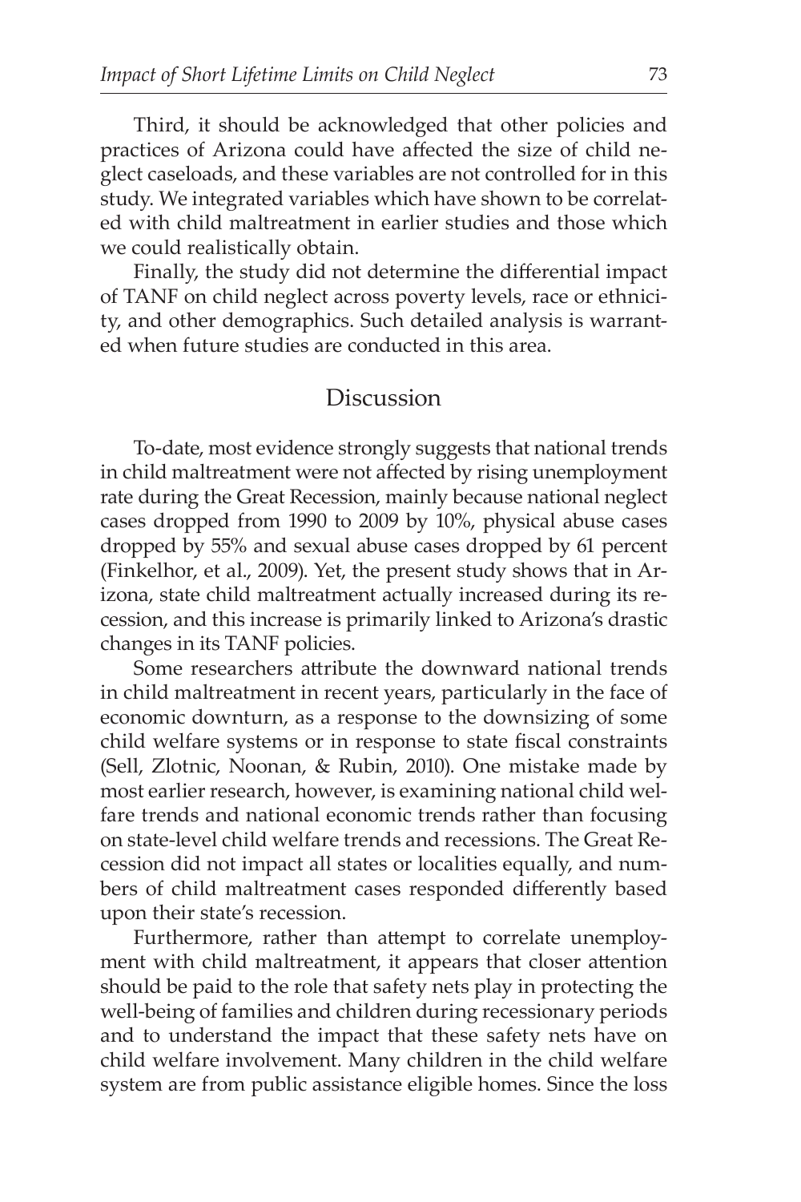Third, it should be acknowledged that other policies and practices of Arizona could have affected the size of child neglect caseloads, and these variables are not controlled for in this study. We integrated variables which have shown to be correlated with child maltreatment in earlier studies and those which we could realistically obtain.

Finally, the study did not determine the differential impact of TANF on child neglect across poverty levels, race or ethnicity, and other demographics. Such detailed analysis is warranted when future studies are conducted in this area.

## Discussion

To-date, most evidence strongly suggests that national trends in child maltreatment were not affected by rising unemployment rate during the Great Recession, mainly because national neglect cases dropped from 1990 to 2009 by 10%, physical abuse cases dropped by 55% and sexual abuse cases dropped by 61 percent (Finkelhor, et al., 2009). Yet, the present study shows that in Arizona, state child maltreatment actually increased during its recession, and this increase is primarily linked to Arizona's drastic changes in its TANF policies.

Some researchers attribute the downward national trends in child maltreatment in recent years, particularly in the face of economic downturn, as a response to the downsizing of some child welfare systems or in response to state fiscal constraints (Sell, Zlotnic, Noonan, & Rubin, 2010). One mistake made by most earlier research, however, is examining national child welfare trends and national economic trends rather than focusing on state-level child welfare trends and recessions. The Great Recession did not impact all states or localities equally, and numbers of child maltreatment cases responded differently based upon their state's recession.

Furthermore, rather than attempt to correlate unemployment with child maltreatment, it appears that closer attention should be paid to the role that safety nets play in protecting the well-being of families and children during recessionary periods and to understand the impact that these safety nets have on child welfare involvement. Many children in the child welfare system are from public assistance eligible homes. Since the loss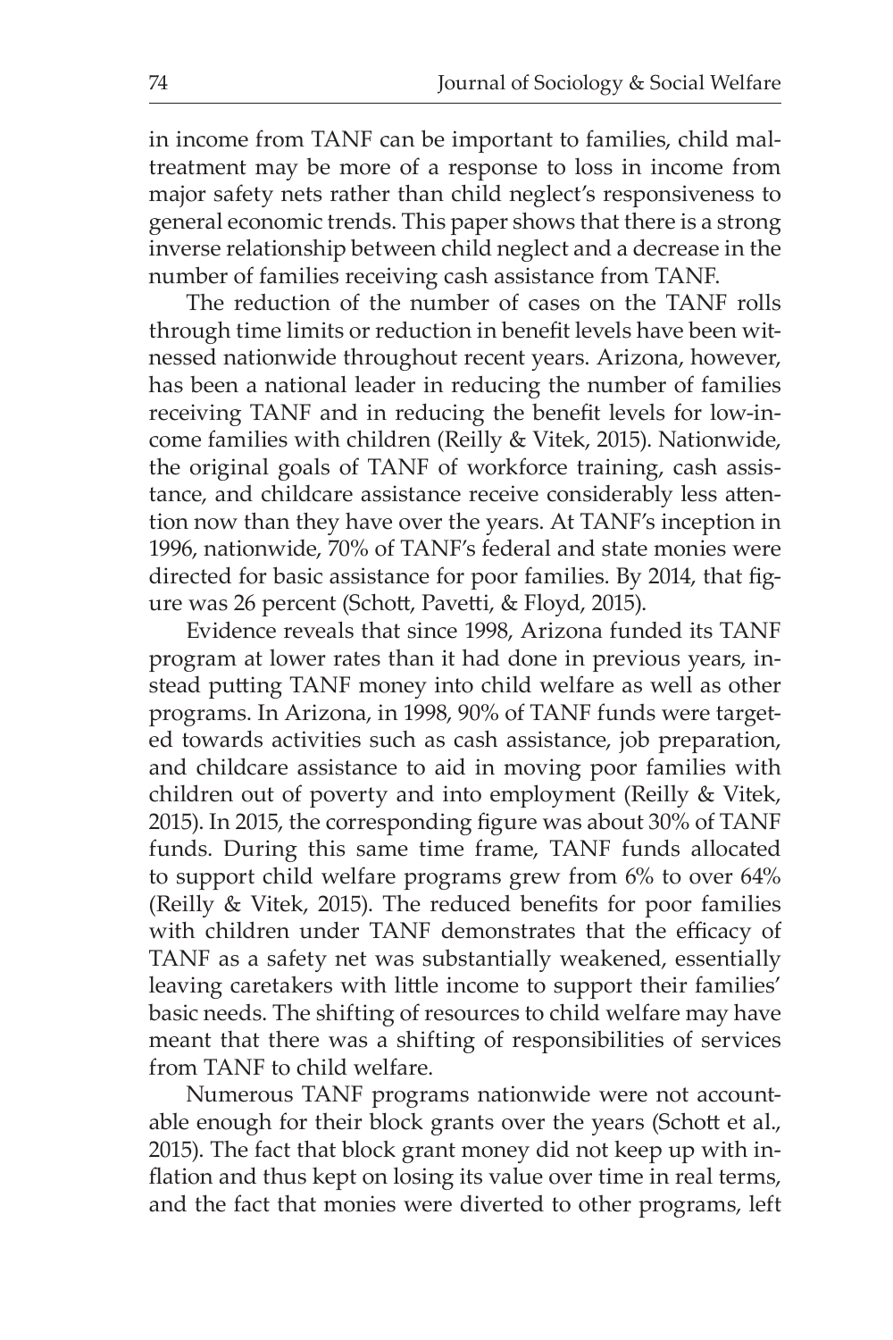in income from TANF can be important to families, child maltreatment may be more of a response to loss in income from major safety nets rather than child neglect's responsiveness to general economic trends. This paper shows that there is a strong inverse relationship between child neglect and a decrease in the number of families receiving cash assistance from TANF.

The reduction of the number of cases on the TANF rolls through time limits or reduction in benefit levels have been witnessed nationwide throughout recent years. Arizona, however, has been a national leader in reducing the number of families receiving TANF and in reducing the benefit levels for low-income families with children (Reilly & Vitek, 2015). Nationwide, the original goals of TANF of workforce training, cash assistance, and childcare assistance receive considerably less attention now than they have over the years. At TANF's inception in 1996, nationwide, 70% of TANF's federal and state monies were directed for basic assistance for poor families. By 2014, that figure was 26 percent (Schott, Pavetti, & Floyd, 2015).

Evidence reveals that since 1998, Arizona funded its TANF program at lower rates than it had done in previous years, instead putting TANF money into child welfare as well as other programs. In Arizona, in 1998, 90% of TANF funds were targeted towards activities such as cash assistance, job preparation, and childcare assistance to aid in moving poor families with children out of poverty and into employment (Reilly & Vitek, 2015). In 2015, the corresponding figure was about 30% of TANF funds. During this same time frame, TANF funds allocated to support child welfare programs grew from 6% to over 64% (Reilly & Vitek, 2015). The reduced benefits for poor families with children under TANF demonstrates that the efficacy of TANF as a safety net was substantially weakened, essentially leaving caretakers with little income to support their families' basic needs. The shifting of resources to child welfare may have meant that there was a shifting of responsibilities of services from TANF to child welfare.

Numerous TANF programs nationwide were not accountable enough for their block grants over the years (Schott et al., 2015). The fact that block grant money did not keep up with inflation and thus kept on losing its value over time in real terms, and the fact that monies were diverted to other programs, left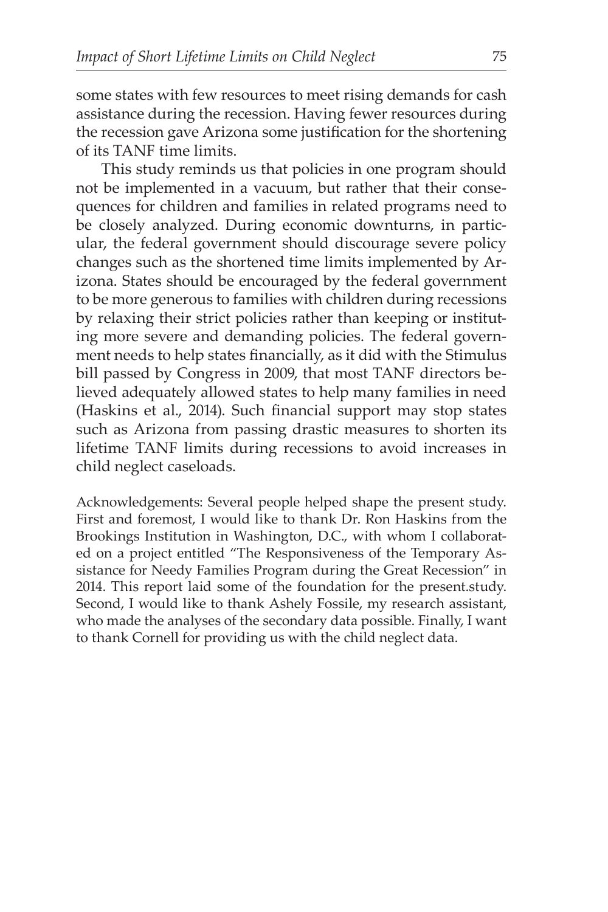some states with few resources to meet rising demands for cash assistance during the recession. Having fewer resources during the recession gave Arizona some justification for the shortening of its TANF time limits.

This study reminds us that policies in one program should not be implemented in a vacuum, but rather that their consequences for children and families in related programs need to be closely analyzed. During economic downturns, in particular, the federal government should discourage severe policy changes such as the shortened time limits implemented by Arizona. States should be encouraged by the federal government to be more generous to families with children during recessions by relaxing their strict policies rather than keeping or instituting more severe and demanding policies. The federal government needs to help states financially, as it did with the Stimulus bill passed by Congress in 2009, that most TANF directors believed adequately allowed states to help many families in need (Haskins et al., 2014). Such financial support may stop states such as Arizona from passing drastic measures to shorten its lifetime TANF limits during recessions to avoid increases in child neglect caseloads.

Acknowledgements: Several people helped shape the present study. First and foremost, I would like to thank Dr. Ron Haskins from the Brookings Institution in Washington, D.C., with whom I collaborated on a project entitled "The Responsiveness of the Temporary Assistance for Needy Families Program during the Great Recession" in 2014. This report laid some of the foundation for the present.study. Second, I would like to thank Ashely Fossile, my research assistant, who made the analyses of the secondary data possible. Finally, I want to thank Cornell for providing us with the child neglect data.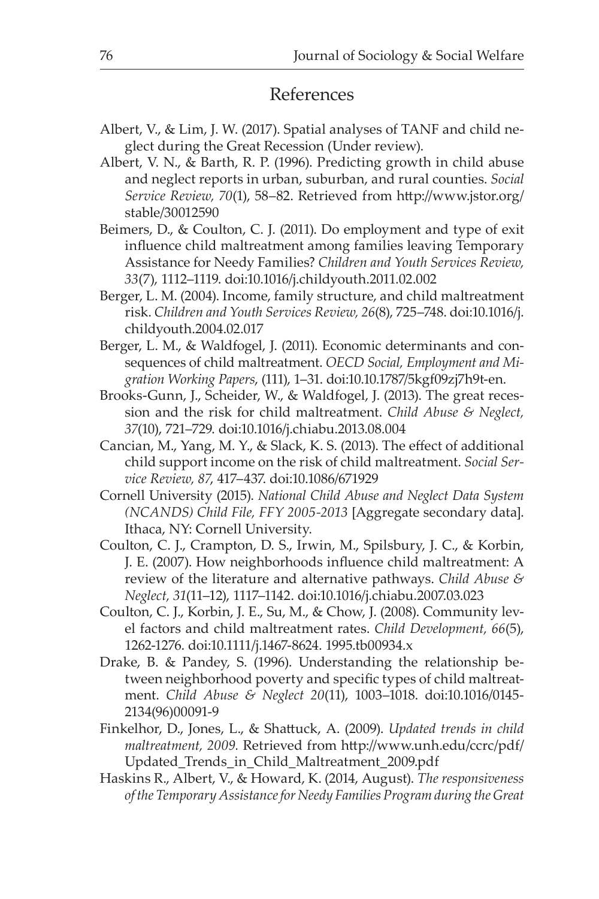## References

Albert, V., & Lim, J. W. (2017). Spatial analyses of TANF and child neglect during the Great Recession (Under review).

Albert, V. N., & Barth, R. P. (1996). Predicting growth in child abuse and neglect reports in urban, suburban, and rural counties. *Social Service Review, 70*(1), 58–82. Retrieved from http://www.jstor.org/stable/30012590

Beimers, D., & Coulton, C. J. (2011). Do employment and type of exit influence child maltreatment among families leaving Temporary Assistance for Needy Families? *Children and Youth Services Review, 33*(7), 1112–1119. doi:10.1016/j.childyouth.2011.02.002

Berger, L. M. (2004). Income, family structure, and child maltreatment risk. *Children and Youth Services Review, 26*(8), 725–748. doi:10.1016/j.childyouth.2004.02.017

Berger, L. M., & Waldfogel, J. (2011). Economic determinants and consequences of child maltreatment. *OECD Social, Employment and Migration Working Papers*, (111), 1–31. doi:10.10.1787/5kgf09zj7h9t-en.

Brooks-Gunn, J., Scheider, W., & Waldfogel, J. (2013). The great recession and the risk for child maltreatment. *Child Abuse & Neglect, 37*(10), 721–729. doi:10.1016/j.chiabu.2013.08.004

Cancian, M., Yang, M. Y., & Slack, K. S. (2013). The effect of additional child support income on the risk of child maltreatment. *Social Service Review, 87*, 417–437. doi:10.1086/671929

Cornell University (2015). *National Child Abuse and Neglect Data System (NCANDS) Child File, FFY 2005-2013* [Aggregate secondary data]. Ithaca, NY: Cornell University.

Coulton, C. J., Crampton, D. S., Irwin, M., Spilsbury, J. C., & Korbin, J. E. (2007). How neighborhoods influence child maltreatment: A review of the literature and alternative pathways. *Child Abuse & Neglect, 31*(11–12), 1117–1142. doi:10.1016/j.chiabu.2007.03.023

Coulton, C. J., Korbin, J. E., Su, M., & Chow, J. (2008). Community level factors and child maltreatment rates. *Child Development, 66*(5), 1262-1276. doi:10.1111/j.1467-8624. 1995.tb00934.x

Drake, B. & Pandey, S. (1996). Understanding the relationship between neighborhood poverty and specific types of child maltreatment. *Child Abuse & Neglect 20*(11), 1003–1018. doi:10.1016/0145-2134(96)00091-9

Finkelhor, D., Jones, L., & Shattuck, A. (2009). *Updated trends in child maltreatment, 2009.* Retrieved from http://www.unh.edu/ccrc/pdf/Updated_Trends_in_Child_Maltreatment_2009.pdf

Haskins R., Albert, V., & Howard, K. (2014, August). *The responsiveness of the Temporary Assistance for Needy Families Program during the Great*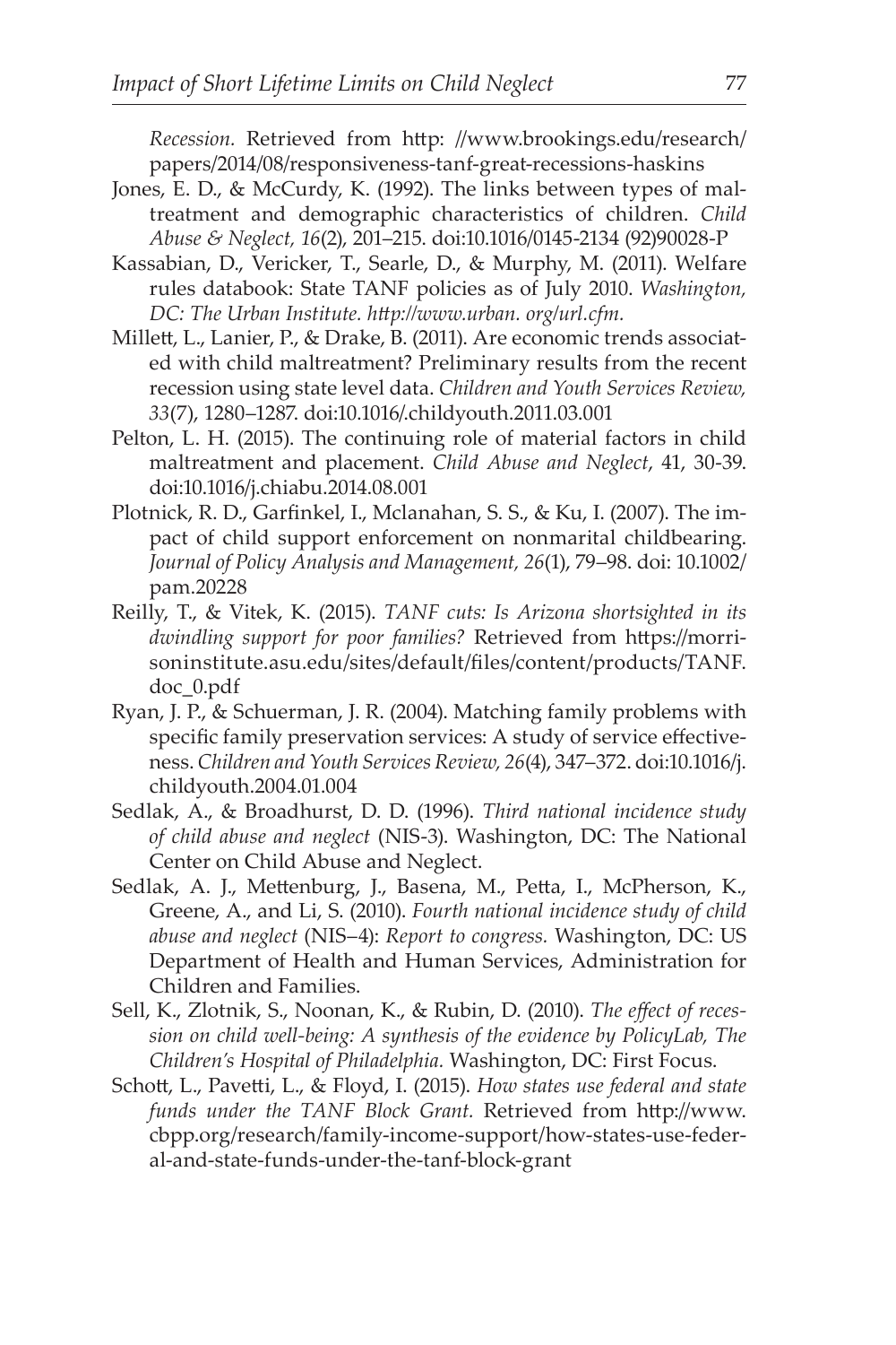*Recession.* Retrieved from http: //www.brookings.edu/research/papers/2014/08/responsiveness-tanf-great-recessions-haskins

Jones, E. D., & McCurdy, K. (1992). The links between types of maltreatment and demographic characteristics of children. *Child Abuse & Neglect, 16*(2), 201–215. doi:10.1016/0145-2134 (92)90028-P

Kassabian, D., Vericker, T., Searle, D., & Murphy, M. (2011). Welfare rules databook: State TANF policies as of July 2010. *Washington, DC: The Urban Institute. http://www.urban. org/url.cfm.*

Millett, L., Lanier, P., & Drake, B. (2011). Are economic trends associated with child maltreatment? Preliminary results from the recent recession using state level data. *Children and Youth Services Review, 33*(7), 1280–1287. doi:10.1016/.childyouth.2011.03.001

Pelton, L. H. (2015). The continuing role of material factors in child maltreatment and placement. *Child Abuse and Neglect*, 41, 30-39. doi:10.1016/j.chiabu.2014.08.001

Plotnick, R. D., Garfinkel, I., Mclanahan, S. S., & Ku, I. (2007). The impact of child support enforcement on nonmarital childbearing. *Journal of Policy Analysis and Management, 26*(1), 79–98. doi: 10.1002/pam.20228

Reilly, T., & Vitek, K. (2015). *TANF cuts: Is Arizona shortsighted in its dwindling support for poor families?* Retrieved from https://morrisoninstitute.asu.edu/sites/default/files/content/products/TANF.doc_0.pdf

Ryan, J. P., & Schuerman, J. R. (2004). Matching family problems with specific family preservation services: A study of service effectiveness. *Children and Youth Services Review, 26*(4), 347–372. doi:10.1016/j.childyouth.2004.01.004

Sedlak, A., & Broadhurst, D. D. (1996). *Third national incidence study of child abuse and neglect* (NIS-3). Washington, DC: The National Center on Child Abuse and Neglect.

Sedlak, A. J., Mettenburg, J., Basena, M., Petta, I., McPherson, K., Greene, A., and Li, S. (2010). *Fourth national incidence study of child abuse and neglect* (NIS–4): *Report to congress.* Washington, DC: US Department of Health and Human Services, Administration for Children and Families.

Sell, K., Zlotnik, S., Noonan, K., & Rubin, D. (2010). *The effect of recession on child well-being: A synthesis of the evidence by PolicyLab, The Children's Hospital of Philadelphia.* Washington, DC: First Focus.

Schott, L., Pavetti, L., & Floyd, I. (2015). *How states use federal and state funds under the TANF Block Grant.* Retrieved from http://www.cbpp.org/research/family-income-support/how-states-use-federal-and-state-funds-under-the-tanf-block-grant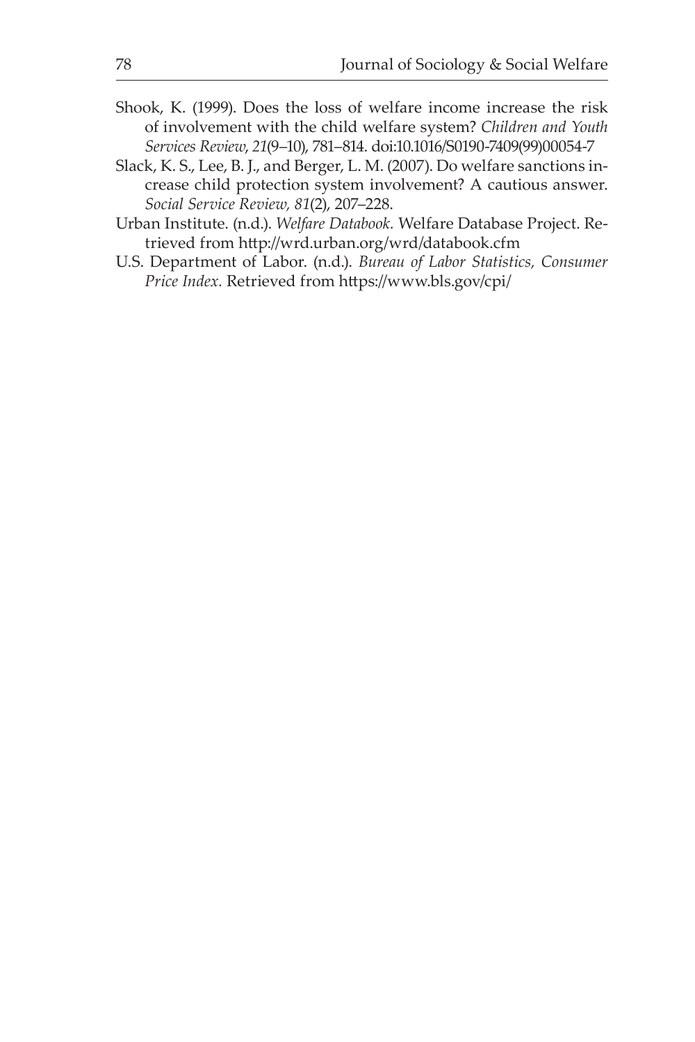Shook, K. (1999). Does the loss of welfare income increase the risk of involvement with the child welfare system? *Children and Youth Services Review*, *21*(9–10), 781–814. doi:10.1016/S0190-7409(99)00054-7

Slack, K. S., Lee, B. J., and Berger, L. M. (2007). Do welfare sanctions increase child protection system involvement? A cautious answer. *Social Service Review, 81*(2), 207–228.

Urban Institute. (n.d.). *Welfare Databook.* Welfare Database Project. Retrieved from http://wrd.urban.org/wrd/databook.cfm

U.S. Department of Labor. (n.d.). *Bureau of Labor Statistics, Consumer Price Index.* Retrieved from https://www.bls.gov/cpi/